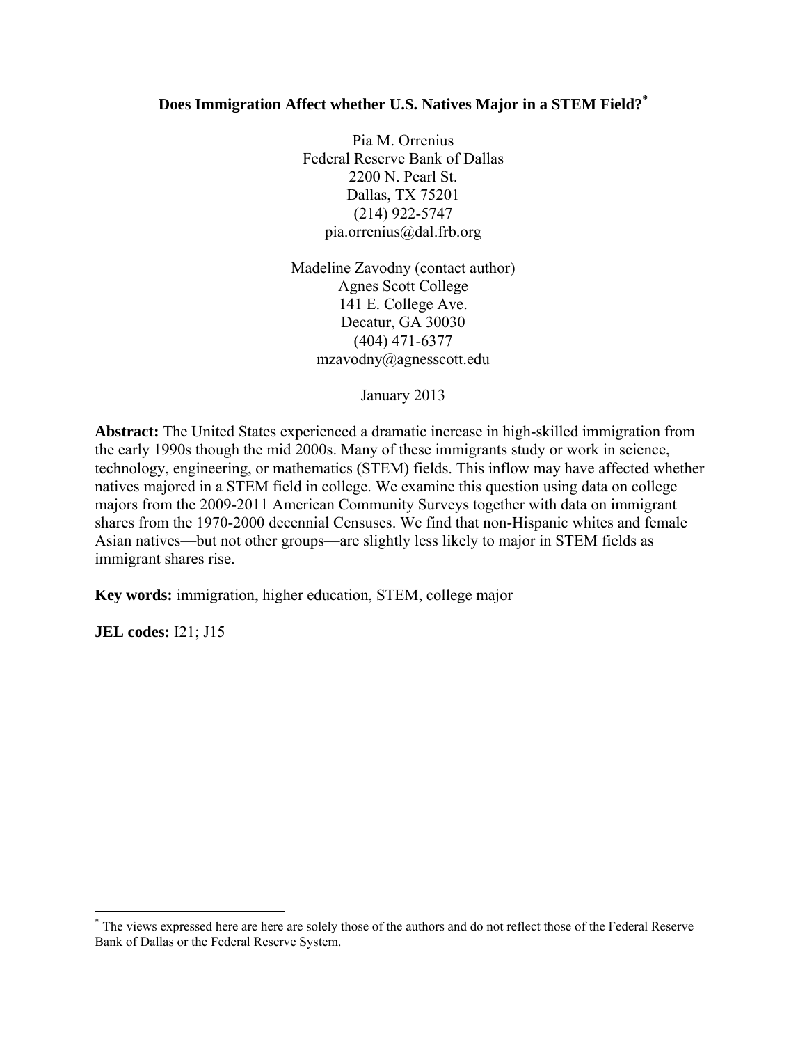# Does Immigration Affect whether U.S. Natives Major in a STEM Field?[*]

Pia M. Orrenius
Federal Reserve Bank of Dallas
2200 N. Pearl St.
Dallas, TX 75201
(214) 922-5747
pia.orrenius@dal.frb.org

Madeline Zavodny (contact author)
Agnes Scott College
141 E. College Ave.
Decatur, GA 30030
(404) 471-6377
mzavodny@agnesscott.edu

January 2013

**Abstract:** The United States experienced a dramatic increase in high-skilled immigration from the early 1990s though the mid 2000s. Many of these immigrants study or work in science, technology, engineering, or mathematics (STEM) fields. This inflow may have affected whether natives majored in a STEM field in college. We examine this question using data on college majors from the 2009-2011 American Community Surveys together with data on immigrant shares from the 1970-2000 decennial Censuses. We find that non-Hispanic whites and female Asian natives—but not other groups—are slightly less likely to major in STEM fields as immigrant shares rise.

**Key words:** immigration, higher education, STEM, college major

**JEL codes:** I21; J15

[*] The views expressed here are here are solely those of the authors and do not reflect those of the Federal Reserve Bank of Dallas or the Federal Reserve System.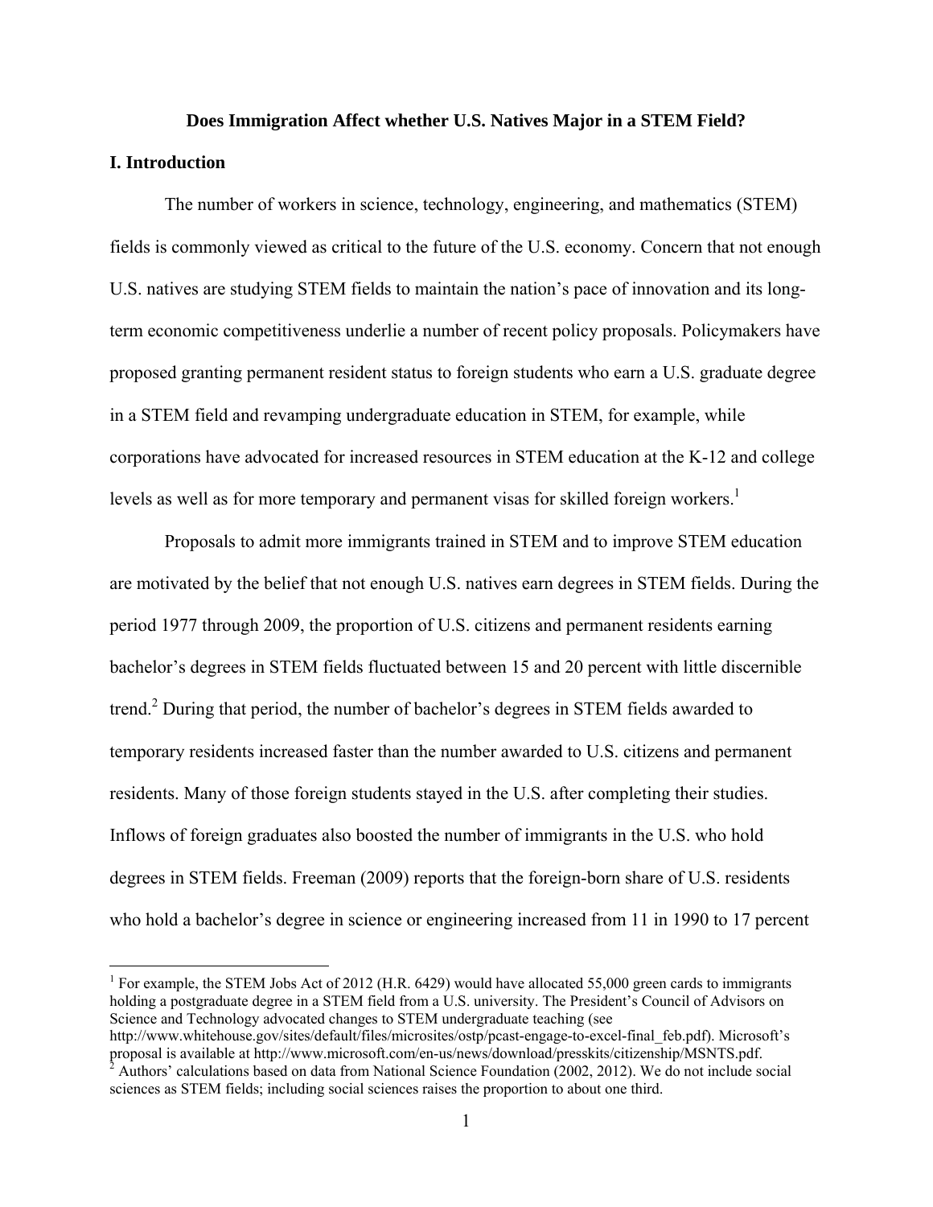**Does Immigration Affect whether U.S. Natives Major in a STEM Field?**

## I. Introduction

The number of workers in science, technology, engineering, and mathematics (STEM) fields is commonly viewed as critical to the future of the U.S. economy. Concern that not enough U.S. natives are studying STEM fields to maintain the nation's pace of innovation and its long-term economic competitiveness underlie a number of recent policy proposals. Policymakers have proposed granting permanent resident status to foreign students who earn a U.S. graduate degree in a STEM field and revamping undergraduate education in STEM, for example, while corporations have advocated for increased resources in STEM education at the K-12 and college levels as well as for more temporary and permanent visas for skilled foreign workers.[1]

Proposals to admit more immigrants trained in STEM and to improve STEM education are motivated by the belief that not enough U.S. natives earn degrees in STEM fields. During the period 1977 through 2009, the proportion of U.S. citizens and permanent residents earning bachelor's degrees in STEM fields fluctuated between 15 and 20 percent with little discernible trend.[2] During that period, the number of bachelor's degrees in STEM fields awarded to temporary residents increased faster than the number awarded to U.S. citizens and permanent residents. Many of those foreign students stayed in the U.S. after completing their studies. Inflows of foreign graduates also boosted the number of immigrants in the U.S. who hold degrees in STEM fields. Freeman (2009) reports that the foreign-born share of U.S. residents who hold a bachelor's degree in science or engineering increased from 11 in 1990 to 17 percent

---

[1] For example, the STEM Jobs Act of 2012 (H.R. 6429) would have allocated 55,000 green cards to immigrants holding a postgraduate degree in a STEM field from a U.S. university. The President's Council of Advisors on Science and Technology advocated changes to STEM undergraduate teaching (see http://www.whitehouse.gov/sites/default/files/microsites/ostp/pcast-engage-to-excel-final_feb.pdf). Microsoft's proposal is available at http://www.microsoft.com/en-us/news/download/presskits/citizenship/MSNTS.pdf.

[2] Authors' calculations based on data from National Science Foundation (2002, 2012). We do not include social sciences as STEM fields; including social sciences raises the proportion to about one third.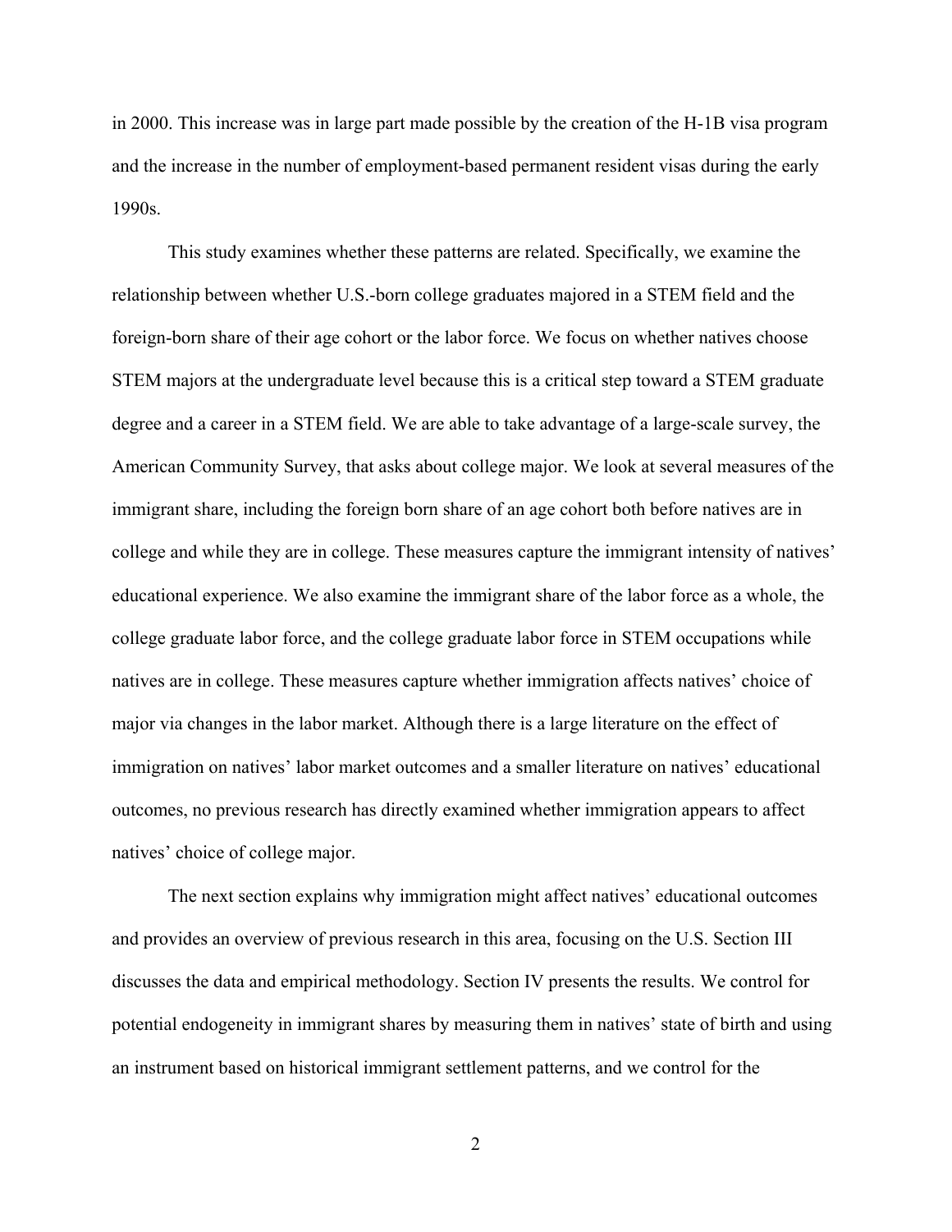in 2000. This increase was in large part made possible by the creation of the H-1B visa program and the increase in the number of employment-based permanent resident visas during the early 1990s.

This study examines whether these patterns are related. Specifically, we examine the relationship between whether U.S.-born college graduates majored in a STEM field and the foreign-born share of their age cohort or the labor force. We focus on whether natives choose STEM majors at the undergraduate level because this is a critical step toward a STEM graduate degree and a career in a STEM field. We are able to take advantage of a large-scale survey, the American Community Survey, that asks about college major. We look at several measures of the immigrant share, including the foreign born share of an age cohort both before natives are in college and while they are in college. These measures capture the immigrant intensity of natives' educational experience. We also examine the immigrant share of the labor force as a whole, the college graduate labor force, and the college graduate labor force in STEM occupations while natives are in college. These measures capture whether immigration affects natives' choice of major via changes in the labor market. Although there is a large literature on the effect of immigration on natives' labor market outcomes and a smaller literature on natives' educational outcomes, no previous research has directly examined whether immigration appears to affect natives' choice of college major.

The next section explains why immigration might affect natives' educational outcomes and provides an overview of previous research in this area, focusing on the U.S. Section III discusses the data and empirical methodology. Section IV presents the results. We control for potential endogeneity in immigrant shares by measuring them in natives' state of birth and using an instrument based on historical immigrant settlement patterns, and we control for the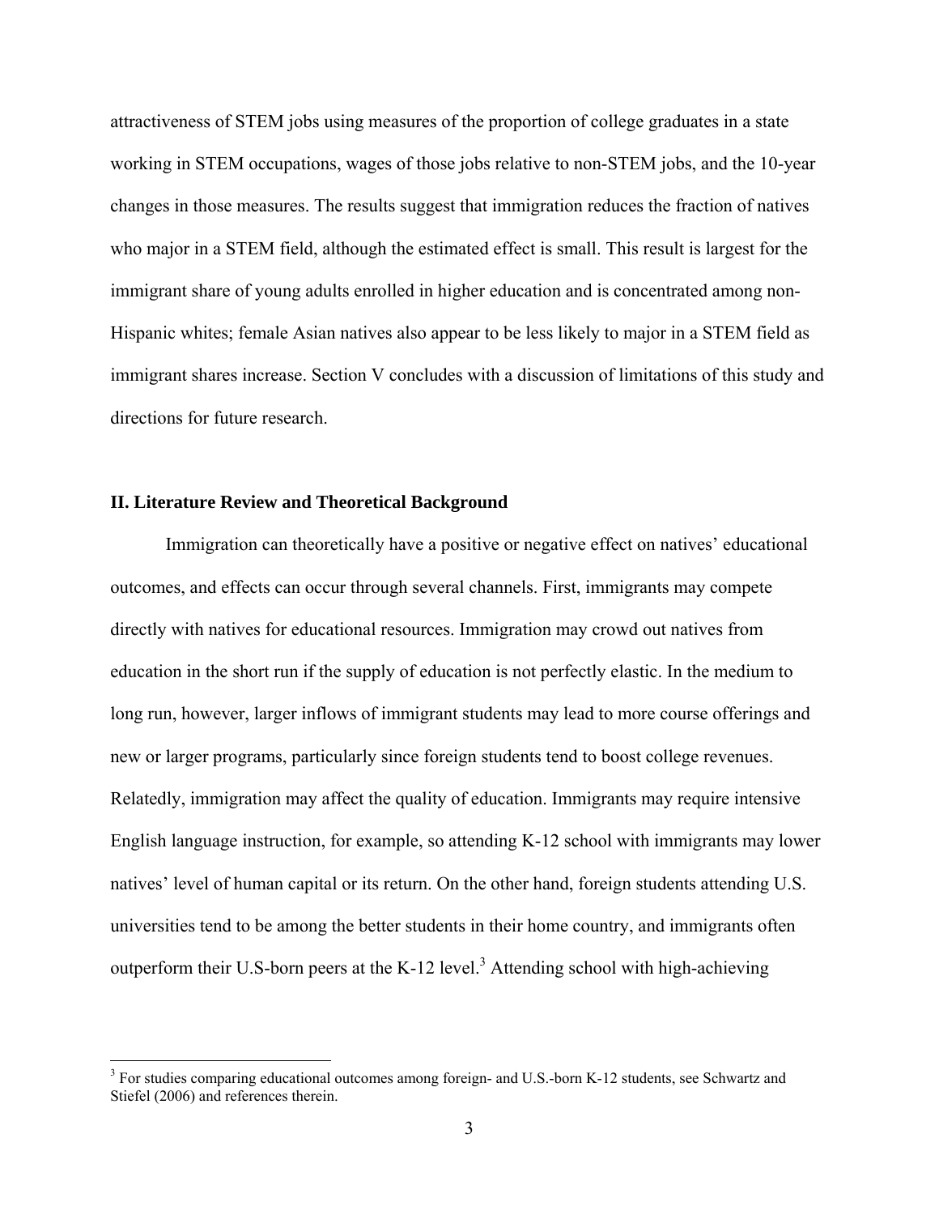attractiveness of STEM jobs using measures of the proportion of college graduates in a state working in STEM occupations, wages of those jobs relative to non-STEM jobs, and the 10-year changes in those measures. The results suggest that immigration reduces the fraction of natives who major in a STEM field, although the estimated effect is small. This result is largest for the immigrant share of young adults enrolled in higher education and is concentrated among non-Hispanic whites; female Asian natives also appear to be less likely to major in a STEM field as immigrant shares increase. Section V concludes with a discussion of limitations of this study and directions for future research.

## II. Literature Review and Theoretical Background

Immigration can theoretically have a positive or negative effect on natives' educational outcomes, and effects can occur through several channels. First, immigrants may compete directly with natives for educational resources. Immigration may crowd out natives from education in the short run if the supply of education is not perfectly elastic. In the medium to long run, however, larger inflows of immigrant students may lead to more course offerings and new or larger programs, particularly since foreign students tend to boost college revenues. Relatedly, immigration may affect the quality of education. Immigrants may require intensive English language instruction, for example, so attending K-12 school with immigrants may lower natives' level of human capital or its return. On the other hand, foreign students attending U.S. universities tend to be among the better students in their home country, and immigrants often outperform their U.S-born peers at the K-12 level.[3] Attending school with high-achieving

---

[3] For studies comparing educational outcomes among foreign- and U.S.-born K-12 students, see Schwartz and Stiefel (2006) and references therein.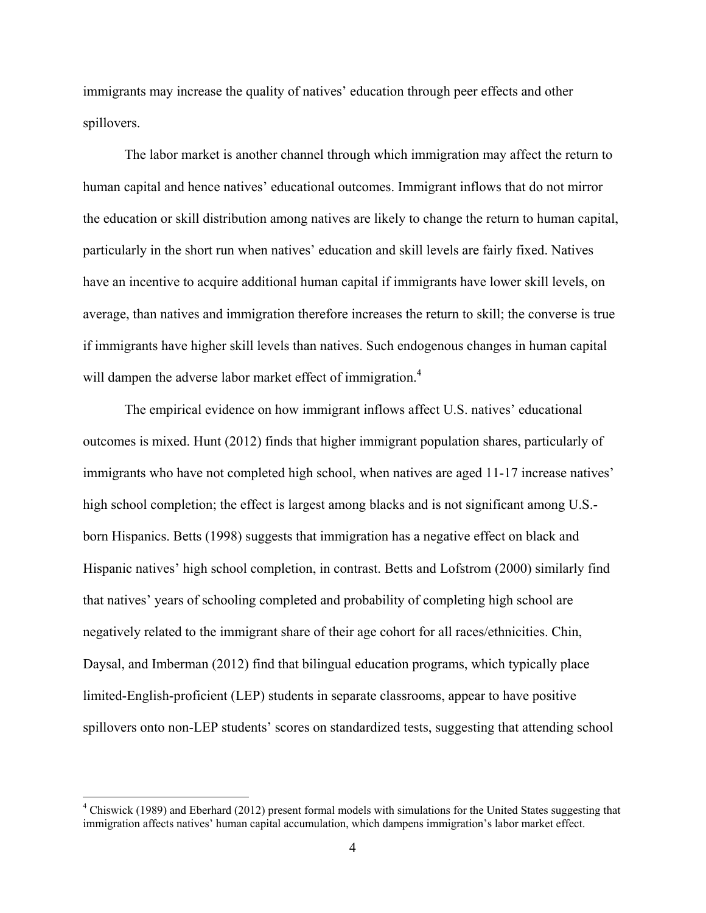immigrants may increase the quality of natives' education through peer effects and other spillovers.

The labor market is another channel through which immigration may affect the return to human capital and hence natives' educational outcomes. Immigrant inflows that do not mirror the education or skill distribution among natives are likely to change the return to human capital, particularly in the short run when natives' education and skill levels are fairly fixed. Natives have an incentive to acquire additional human capital if immigrants have lower skill levels, on average, than natives and immigration therefore increases the return to skill; the converse is true if immigrants have higher skill levels than natives. Such endogenous changes in human capital will dampen the adverse labor market effect of immigration.[4]

The empirical evidence on how immigrant inflows affect U.S. natives' educational outcomes is mixed. Hunt (2012) finds that higher immigrant population shares, particularly of immigrants who have not completed high school, when natives are aged 11-17 increase natives' high school completion; the effect is largest among blacks and is not significant among U.S.-born Hispanics. Betts (1998) suggests that immigration has a negative effect on black and Hispanic natives' high school completion, in contrast. Betts and Lofstrom (2000) similarly find that natives' years of schooling completed and probability of completing high school are negatively related to the immigrant share of their age cohort for all races/ethnicities. Chin, Daysal, and Imberman (2012) find that bilingual education programs, which typically place limited-English-proficient (LEP) students in separate classrooms, appear to have positive spillovers onto non-LEP students' scores on standardized tests, suggesting that attending school

[4] Chiswick (1989) and Eberhard (2012) present formal models with simulations for the United States suggesting that immigration affects natives' human capital accumulation, which dampens immigration's labor market effect.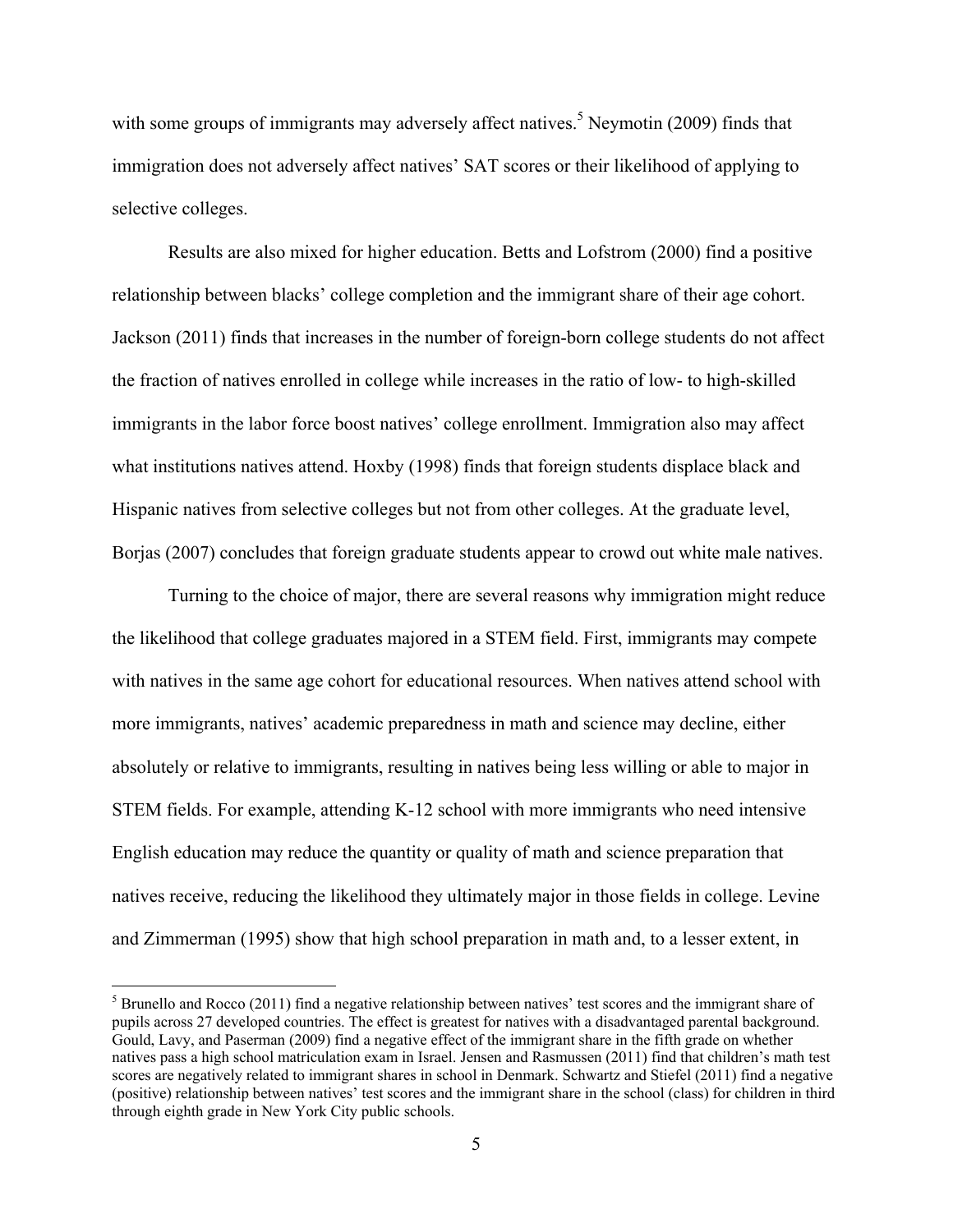with some groups of immigrants may adversely affect natives.[5] Neymotin (2009) finds that immigration does not adversely affect natives' SAT scores or their likelihood of applying to selective colleges.

Results are also mixed for higher education. Betts and Lofstrom (2000) find a positive relationship between blacks' college completion and the immigrant share of their age cohort. Jackson (2011) finds that increases in the number of foreign-born college students do not affect the fraction of natives enrolled in college while increases in the ratio of low- to high-skilled immigrants in the labor force boost natives' college enrollment. Immigration also may affect what institutions natives attend. Hoxby (1998) finds that foreign students displace black and Hispanic natives from selective colleges but not from other colleges. At the graduate level, Borjas (2007) concludes that foreign graduate students appear to crowd out white male natives.

Turning to the choice of major, there are several reasons why immigration might reduce the likelihood that college graduates majored in a STEM field. First, immigrants may compete with natives in the same age cohort for educational resources. When natives attend school with more immigrants, natives' academic preparedness in math and science may decline, either absolutely or relative to immigrants, resulting in natives being less willing or able to major in STEM fields. For example, attending K-12 school with more immigrants who need intensive English education may reduce the quantity or quality of math and science preparation that natives receive, reducing the likelihood they ultimately major in those fields in college. Levine and Zimmerman (1995) show that high school preparation in math and, to a lesser extent, in

[5] Brunello and Rocco (2011) find a negative relationship between natives' test scores and the immigrant share of pupils across 27 developed countries. The effect is greatest for natives with a disadvantaged parental background. Gould, Lavy, and Paserman (2009) find a negative effect of the immigrant share in the fifth grade on whether natives pass a high school matriculation exam in Israel. Jensen and Rasmussen (2011) find that children's math test scores are negatively related to immigrant shares in school in Denmark. Schwartz and Stiefel (2011) find a negative (positive) relationship between natives' test scores and the immigrant share in the school (class) for children in third through eighth grade in New York City public schools.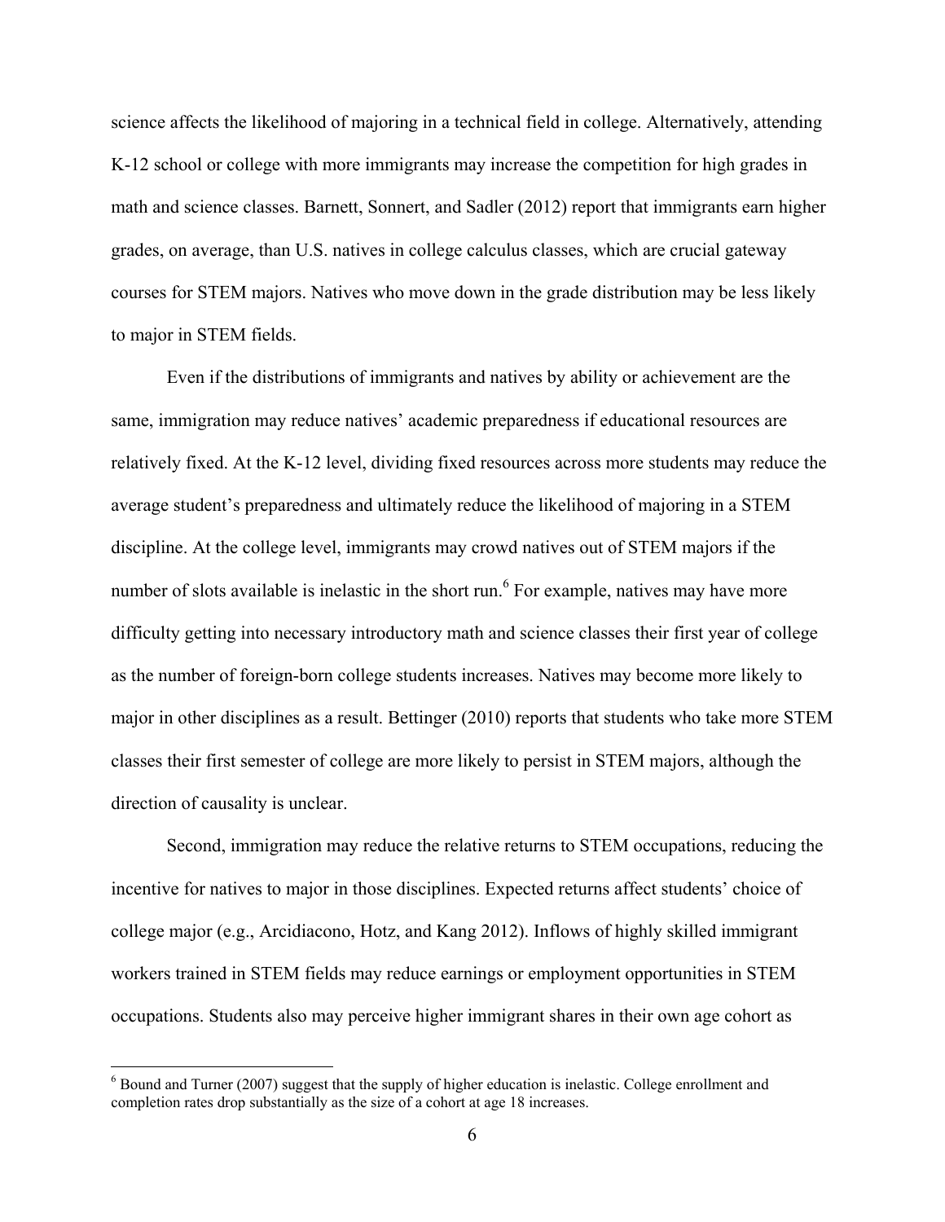science affects the likelihood of majoring in a technical field in college. Alternatively, attending K-12 school or college with more immigrants may increase the competition for high grades in math and science classes. Barnett, Sonnert, and Sadler (2012) report that immigrants earn higher grades, on average, than U.S. natives in college calculus classes, which are crucial gateway courses for STEM majors. Natives who move down in the grade distribution may be less likely to major in STEM fields.

Even if the distributions of immigrants and natives by ability or achievement are the same, immigration may reduce natives' academic preparedness if educational resources are relatively fixed. At the K-12 level, dividing fixed resources across more students may reduce the average student's preparedness and ultimately reduce the likelihood of majoring in a STEM discipline. At the college level, immigrants may crowd natives out of STEM majors if the number of slots available is inelastic in the short run.[6] For example, natives may have more difficulty getting into necessary introductory math and science classes their first year of college as the number of foreign-born college students increases. Natives may become more likely to major in other disciplines as a result. Bettinger (2010) reports that students who take more STEM classes their first semester of college are more likely to persist in STEM majors, although the direction of causality is unclear.

Second, immigration may reduce the relative returns to STEM occupations, reducing the incentive for natives to major in those disciplines. Expected returns affect students' choice of college major (e.g., Arcidiacono, Hotz, and Kang 2012). Inflows of highly skilled immigrant workers trained in STEM fields may reduce earnings or employment opportunities in STEM occupations. Students also may perceive higher immigrant shares in their own age cohort as

[6] Bound and Turner (2007) suggest that the supply of higher education is inelastic. College enrollment and completion rates drop substantially as the size of a cohort at age 18 increases.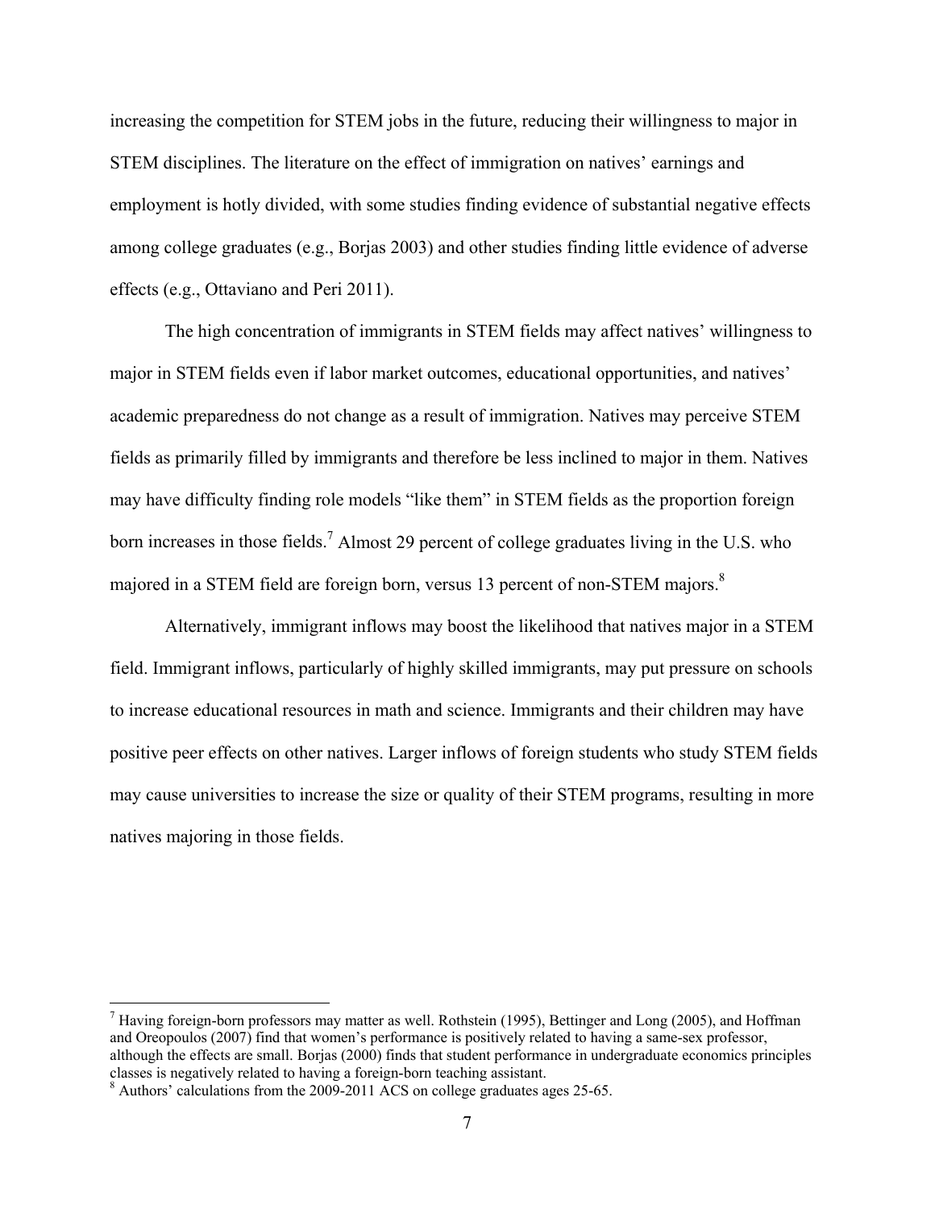increasing the competition for STEM jobs in the future, reducing their willingness to major in STEM disciplines. The literature on the effect of immigration on natives' earnings and employment is hotly divided, with some studies finding evidence of substantial negative effects among college graduates (e.g., Borjas 2003) and other studies finding little evidence of adverse effects (e.g., Ottaviano and Peri 2011).

The high concentration of immigrants in STEM fields may affect natives' willingness to major in STEM fields even if labor market outcomes, educational opportunities, and natives' academic preparedness do not change as a result of immigration. Natives may perceive STEM fields as primarily filled by immigrants and therefore be less inclined to major in them. Natives may have difficulty finding role models "like them" in STEM fields as the proportion foreign born increases in those fields.[7] Almost 29 percent of college graduates living in the U.S. who majored in a STEM field are foreign born, versus 13 percent of non-STEM majors.[8]

Alternatively, immigrant inflows may boost the likelihood that natives major in a STEM field. Immigrant inflows, particularly of highly skilled immigrants, may put pressure on schools to increase educational resources in math and science. Immigrants and their children may have positive peer effects on other natives. Larger inflows of foreign students who study STEM fields may cause universities to increase the size or quality of their STEM programs, resulting in more natives majoring in those fields.

---

[7] Having foreign-born professors may matter as well. Rothstein (1995), Bettinger and Long (2005), and Hoffman and Oreopoulos (2007) find that women's performance is positively related to having a same-sex professor, although the effects are small. Borjas (2000) finds that student performance in undergraduate economics principles classes is negatively related to having a foreign-born teaching assistant.

[8] Authors' calculations from the 2009-2011 ACS on college graduates ages 25-65.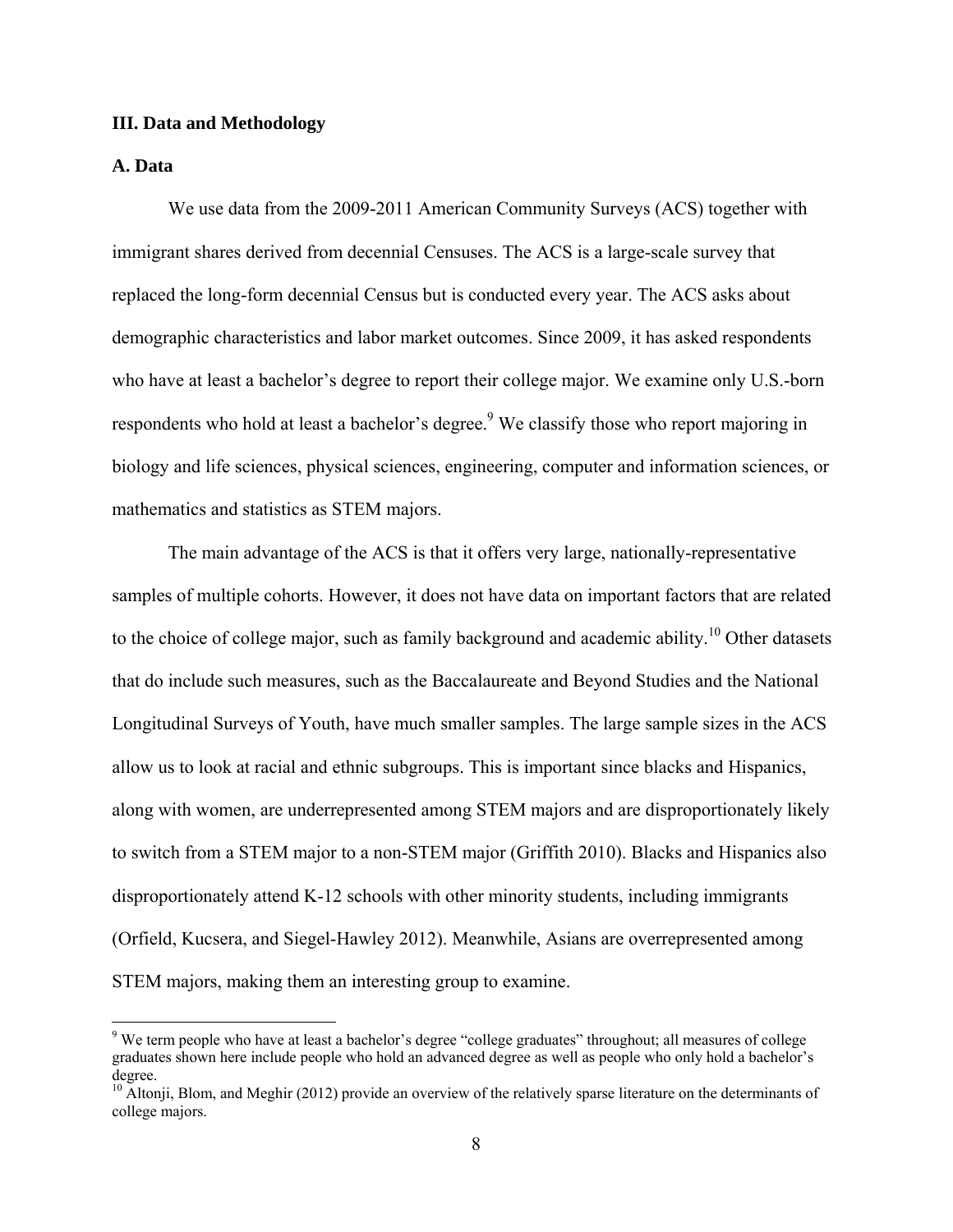## III. Data and Methodology

### A. Data

We use data from the 2009-2011 American Community Surveys (ACS) together with immigrant shares derived from decennial Censuses. The ACS is a large-scale survey that replaced the long-form decennial Census but is conducted every year. The ACS asks about demographic characteristics and labor market outcomes. Since 2009, it has asked respondents who have at least a bachelor's degree to report their college major. We examine only U.S.-born respondents who hold at least a bachelor's degree.[9] We classify those who report majoring in biology and life sciences, physical sciences, engineering, computer and information sciences, or mathematics and statistics as STEM majors.

The main advantage of the ACS is that it offers very large, nationally-representative samples of multiple cohorts. However, it does not have data on important factors that are related to the choice of college major, such as family background and academic ability.[10] Other datasets that do include such measures, such as the Baccalaureate and Beyond Studies and the National Longitudinal Surveys of Youth, have much smaller samples. The large sample sizes in the ACS allow us to look at racial and ethnic subgroups. This is important since blacks and Hispanics, along with women, are underrepresented among STEM majors and are disproportionately likely to switch from a STEM major to a non-STEM major (Griffith 2010). Blacks and Hispanics also disproportionately attend K-12 schools with other minority students, including immigrants (Orfield, Kucsera, and Siegel-Hawley 2012). Meanwhile, Asians are overrepresented among STEM majors, making them an interesting group to examine.

[9] We term people who have at least a bachelor's degree "college graduates" throughout; all measures of college graduates shown here include people who hold an advanced degree as well as people who only hold a bachelor's degree.

[10] Altonji, Blom, and Meghir (2012) provide an overview of the relatively sparse literature on the determinants of college majors.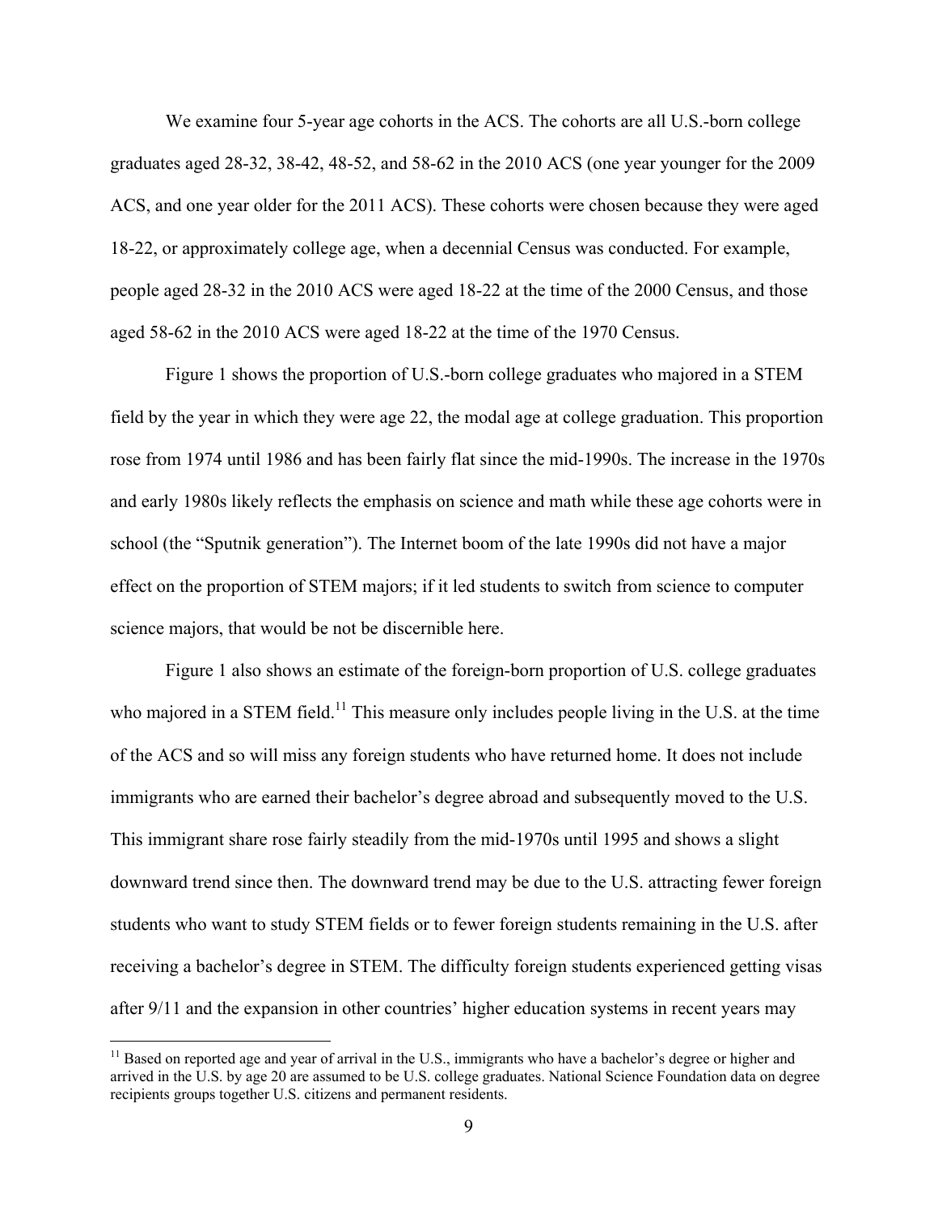We examine four 5-year age cohorts in the ACS. The cohorts are all U.S.-born college graduates aged 28-32, 38-42, 48-52, and 58-62 in the 2010 ACS (one year younger for the 2009 ACS, and one year older for the 2011 ACS). These cohorts were chosen because they were aged 18-22, or approximately college age, when a decennial Census was conducted. For example, people aged 28-32 in the 2010 ACS were aged 18-22 at the time of the 2000 Census, and those aged 58-62 in the 2010 ACS were aged 18-22 at the time of the 1970 Census.

Figure 1 shows the proportion of U.S.-born college graduates who majored in a STEM field by the year in which they were age 22, the modal age at college graduation. This proportion rose from 1974 until 1986 and has been fairly flat since the mid-1990s. The increase in the 1970s and early 1980s likely reflects the emphasis on science and math while these age cohorts were in school (the "Sputnik generation"). The Internet boom of the late 1990s did not have a major effect on the proportion of STEM majors; if it led students to switch from science to computer science majors, that would be not be discernible here.

Figure 1 also shows an estimate of the foreign-born proportion of U.S. college graduates who majored in a STEM field.[11] This measure only includes people living in the U.S. at the time of the ACS and so will miss any foreign students who have returned home. It does not include immigrants who are earned their bachelor's degree abroad and subsequently moved to the U.S. This immigrant share rose fairly steadily from the mid-1970s until 1995 and shows a slight downward trend since then. The downward trend may be due to the U.S. attracting fewer foreign students who want to study STEM fields or to fewer foreign students remaining in the U.S. after receiving a bachelor's degree in STEM. The difficulty foreign students experienced getting visas after 9/11 and the expansion in other countries' higher education systems in recent years may

[11] Based on reported age and year of arrival in the U.S., immigrants who have a bachelor's degree or higher and arrived in the U.S. by age 20 are assumed to be U.S. college graduates. National Science Foundation data on degree recipients groups together U.S. citizens and permanent residents.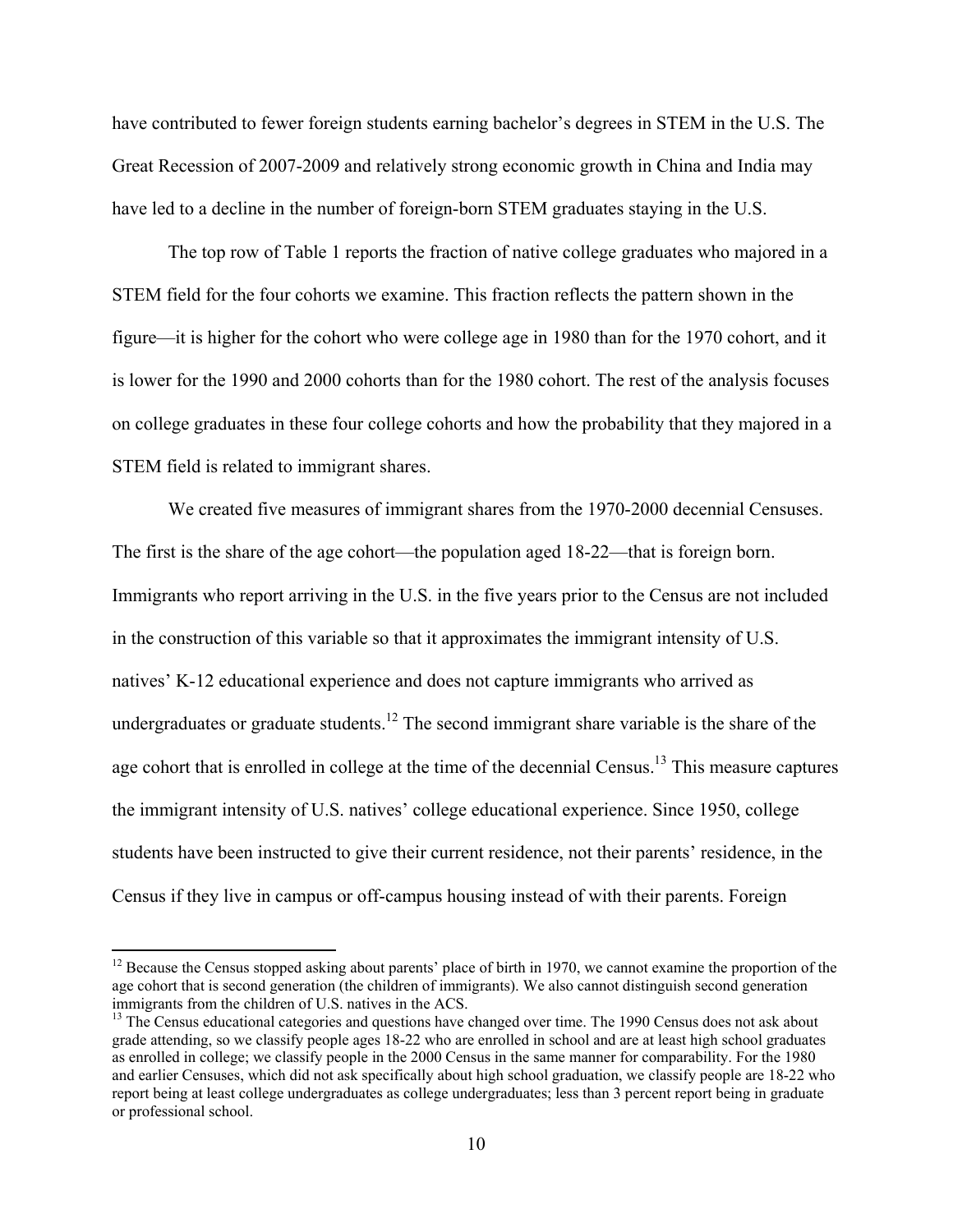have contributed to fewer foreign students earning bachelor's degrees in STEM in the U.S. The Great Recession of 2007-2009 and relatively strong economic growth in China and India may have led to a decline in the number of foreign-born STEM graduates staying in the U.S.

The top row of Table 1 reports the fraction of native college graduates who majored in a STEM field for the four cohorts we examine. This fraction reflects the pattern shown in the figure—it is higher for the cohort who were college age in 1980 than for the 1970 cohort, and it is lower for the 1990 and 2000 cohorts than for the 1980 cohort. The rest of the analysis focuses on college graduates in these four college cohorts and how the probability that they majored in a STEM field is related to immigrant shares.

We created five measures of immigrant shares from the 1970-2000 decennial Censuses. The first is the share of the age cohort—the population aged 18-22—that is foreign born. Immigrants who report arriving in the U.S. in the five years prior to the Census are not included in the construction of this variable so that it approximates the immigrant intensity of U.S. natives' K-12 educational experience and does not capture immigrants who arrived as undergraduates or graduate students.[12] The second immigrant share variable is the share of the age cohort that is enrolled in college at the time of the decennial Census.[13] This measure captures the immigrant intensity of U.S. natives' college educational experience. Since 1950, college students have been instructed to give their current residence, not their parents' residence, in the Census if they live in campus or off-campus housing instead of with their parents. Foreign

---

[12] Because the Census stopped asking about parents' place of birth in 1970, we cannot examine the proportion of the age cohort that is second generation (the children of immigrants). We also cannot distinguish second generation immigrants from the children of U.S. natives in the ACS.

[13] The Census educational categories and questions have changed over time. The 1990 Census does not ask about grade attending, so we classify people ages 18-22 who are enrolled in school and are at least high school graduates as enrolled in college; we classify people in the 2000 Census in the same manner for comparability. For the 1980 and earlier Censuses, which did not ask specifically about high school graduation, we classify people are 18-22 who report being at least college undergraduates as college undergraduates; less than 3 percent report being in graduate or professional school.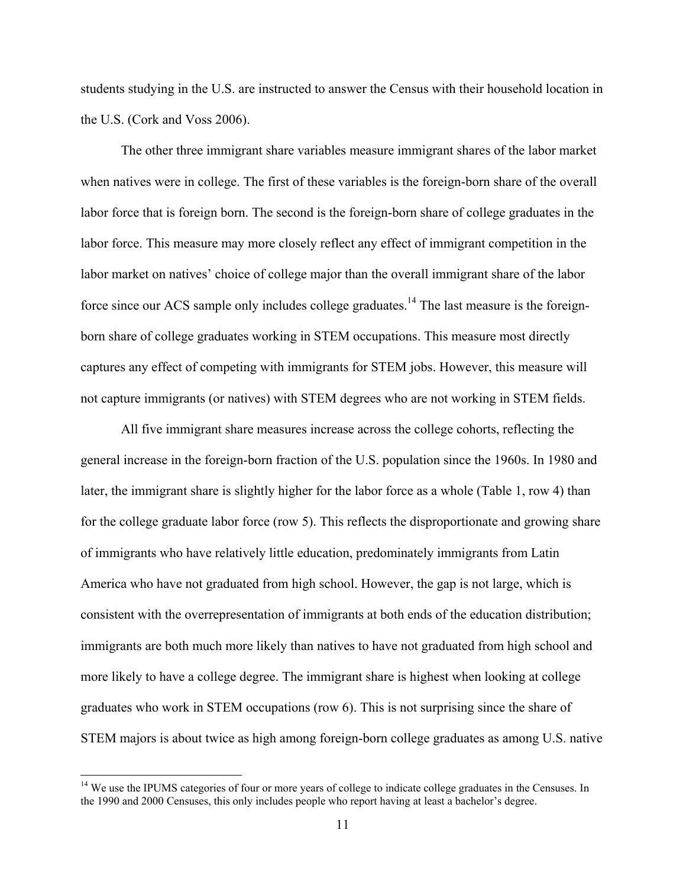students studying in the U.S. are instructed to answer the Census with their household location in the U.S. (Cork and Voss 2006).

The other three immigrant share variables measure immigrant shares of the labor market when natives were in college. The first of these variables is the foreign-born share of the overall labor force that is foreign born. The second is the foreign-born share of college graduates in the labor force. This measure may more closely reflect any effect of immigrant competition in the labor market on natives' choice of college major than the overall immigrant share of the labor force since our ACS sample only includes college graduates.[14] The last measure is the foreign-born share of college graduates working in STEM occupations. This measure most directly captures any effect of competing with immigrants for STEM jobs. However, this measure will not capture immigrants (or natives) with STEM degrees who are not working in STEM fields.

All five immigrant share measures increase across the college cohorts, reflecting the general increase in the foreign-born fraction of the U.S. population since the 1960s. In 1980 and later, the immigrant share is slightly higher for the labor force as a whole (Table 1, row 4) than for the college graduate labor force (row 5). This reflects the disproportionate and growing share of immigrants who have relatively little education, predominately immigrants from Latin America who have not graduated from high school. However, the gap is not large, which is consistent with the overrepresentation of immigrants at both ends of the education distribution; immigrants are both much more likely than natives to have not graduated from high school and more likely to have a college degree. The immigrant share is highest when looking at college graduates who work in STEM occupations (row 6). This is not surprising since the share of STEM majors is about twice as high among foreign-born college graduates as among U.S. native

[14] We use the IPUMS categories of four or more years of college to indicate college graduates in the Censuses. In the 1990 and 2000 Censuses, this only includes people who report having at least a bachelor's degree.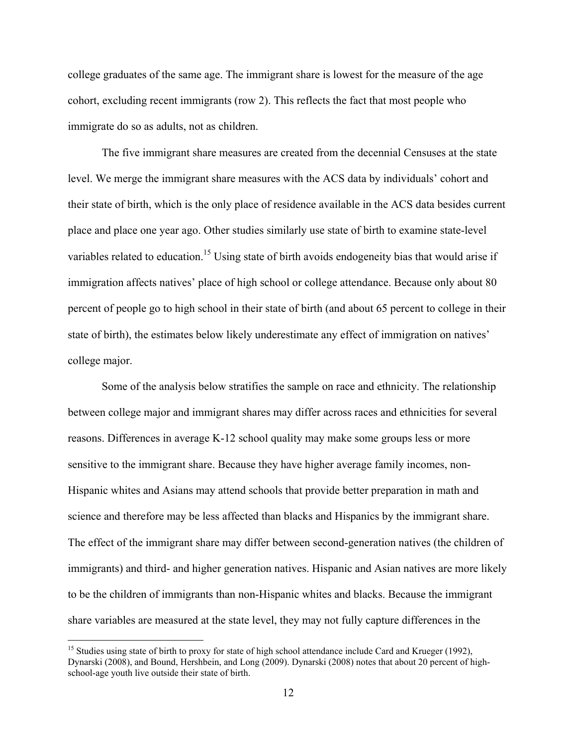college graduates of the same age. The immigrant share is lowest for the measure of the age cohort, excluding recent immigrants (row 2). This reflects the fact that most people who immigrate do so as adults, not as children.

The five immigrant share measures are created from the decennial Censuses at the state level. We merge the immigrant share measures with the ACS data by individuals' cohort and their state of birth, which is the only place of residence available in the ACS data besides current place and place one year ago. Other studies similarly use state of birth to examine state-level variables related to education.[15] Using state of birth avoids endogeneity bias that would arise if immigration affects natives' place of high school or college attendance. Because only about 80 percent of people go to high school in their state of birth (and about 65 percent to college in their state of birth), the estimates below likely underestimate any effect of immigration on natives' college major.

Some of the analysis below stratifies the sample on race and ethnicity. The relationship between college major and immigrant shares may differ across races and ethnicities for several reasons. Differences in average K-12 school quality may make some groups less or more sensitive to the immigrant share. Because they have higher average family incomes, non-Hispanic whites and Asians may attend schools that provide better preparation in math and science and therefore may be less affected than blacks and Hispanics by the immigrant share. The effect of the immigrant share may differ between second-generation natives (the children of immigrants) and third- and higher generation natives. Hispanic and Asian natives are more likely to be the children of immigrants than non-Hispanic whites and blacks. Because the immigrant share variables are measured at the state level, they may not fully capture differences in the

---

[15] Studies using state of birth to proxy for state of high school attendance include Card and Krueger (1992), Dynarski (2008), and Bound, Hershbein, and Long (2009). Dynarski (2008) notes that about 20 percent of high-school-age youth live outside their state of birth.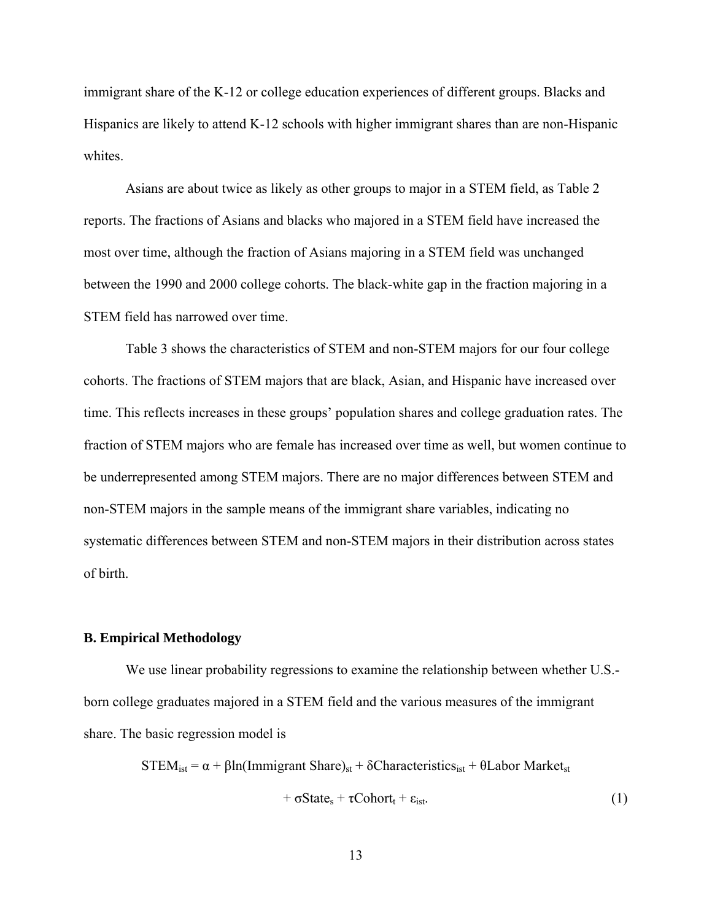immigrant share of the K-12 or college education experiences of different groups. Blacks and Hispanics are likely to attend K-12 schools with higher immigrant shares than are non-Hispanic whites.

Asians are about twice as likely as other groups to major in a STEM field, as Table 2 reports. The fractions of Asians and blacks who majored in a STEM field have increased the most over time, although the fraction of Asians majoring in a STEM field was unchanged between the 1990 and 2000 college cohorts. The black-white gap in the fraction majoring in a STEM field has narrowed over time.

Table 3 shows the characteristics of STEM and non-STEM majors for our four college cohorts. The fractions of STEM majors that are black, Asian, and Hispanic have increased over time. This reflects increases in these groups' population shares and college graduation rates. The fraction of STEM majors who are female has increased over time as well, but women continue to be underrepresented among STEM majors. There are no major differences between STEM and non-STEM majors in the sample means of the immigrant share variables, indicating no systematic differences between STEM and non-STEM majors in their distribution across states of birth.

### B. Empirical Methodology

We use linear probability regressions to examine the relationship between whether U.S.-born college graduates majored in a STEM field and the various measures of the immigrant share. The basic regression model is

$$\text{STEM}_{ist} = \alpha + \beta \ln(\text{Immigrant Share})_{st} + \delta \text{Characteristics}_{ist} + \theta \text{Labor Market}_{st} + \sigma \text{State}_s + \tau \text{Cohort}_t + \varepsilon_{ist}. \tag{1}$$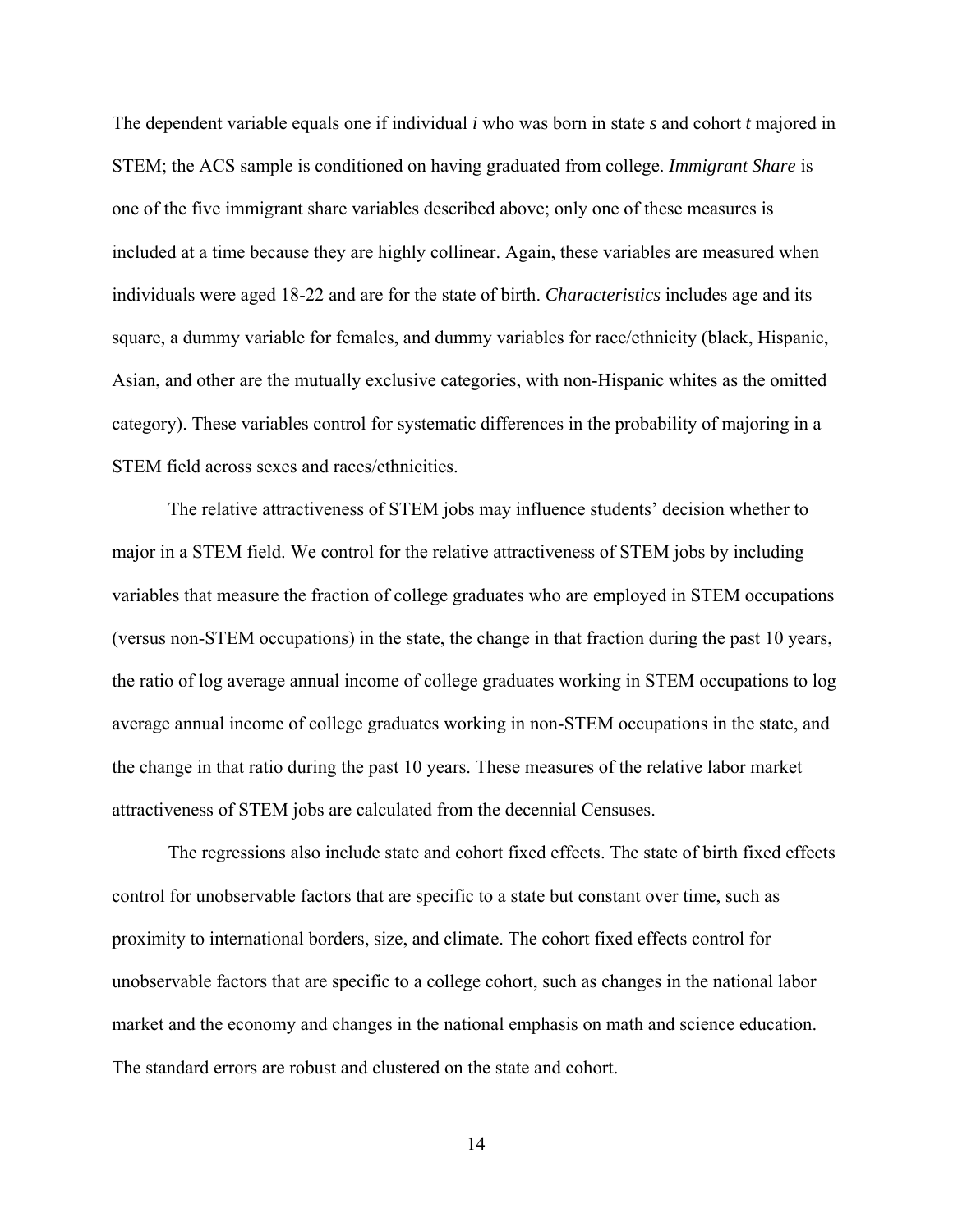The dependent variable equals one if individual $i$ who was born in state $s$ and cohort $t$ majored in STEM; the ACS sample is conditioned on having graduated from college. *Immigrant Share* is one of the five immigrant share variables described above; only one of these measures is included at a time because they are highly collinear. Again, these variables are measured when individuals were aged 18-22 and are for the state of birth. *Characteristics* includes age and its square, a dummy variable for females, and dummy variables for race/ethnicity (black, Hispanic, Asian, and other are the mutually exclusive categories, with non-Hispanic whites as the omitted category). These variables control for systematic differences in the probability of majoring in a STEM field across sexes and races/ethnicities.

The relative attractiveness of STEM jobs may influence students' decision whether to major in a STEM field. We control for the relative attractiveness of STEM jobs by including variables that measure the fraction of college graduates who are employed in STEM occupations (versus non-STEM occupations) in the state, the change in that fraction during the past 10 years, the ratio of log average annual income of college graduates working in STEM occupations to log average annual income of college graduates working in non-STEM occupations in the state, and the change in that ratio during the past 10 years. These measures of the relative labor market attractiveness of STEM jobs are calculated from the decennial Censuses.

The regressions also include state and cohort fixed effects. The state of birth fixed effects control for unobservable factors that are specific to a state but constant over time, such as proximity to international borders, size, and climate. The cohort fixed effects control for unobservable factors that are specific to a college cohort, such as changes in the national labor market and the economy and changes in the national emphasis on math and science education. The standard errors are robust and clustered on the state and cohort.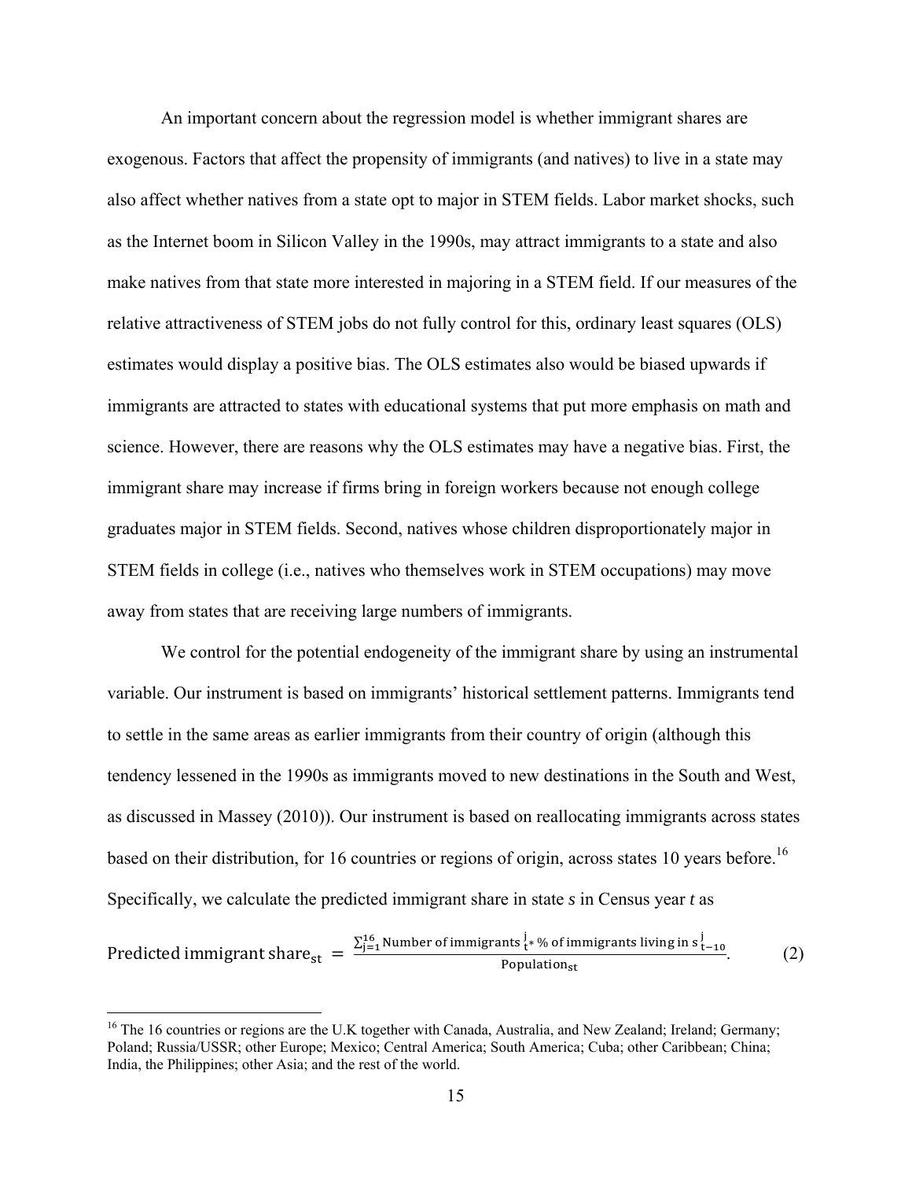An important concern about the regression model is whether immigrant shares are exogenous. Factors that affect the propensity of immigrants (and natives) to live in a state may also affect whether natives from a state opt to major in STEM fields. Labor market shocks, such as the Internet boom in Silicon Valley in the 1990s, may attract immigrants to a state and also make natives from that state more interested in majoring in a STEM field. If our measures of the relative attractiveness of STEM jobs do not fully control for this, ordinary least squares (OLS) estimates would display a positive bias. The OLS estimates also would be biased upwards if immigrants are attracted to states with educational systems that put more emphasis on math and science. However, there are reasons why the OLS estimates may have a negative bias. First, the immigrant share may increase if firms bring in foreign workers because not enough college graduates major in STEM fields. Second, natives whose children disproportionately major in STEM fields in college (i.e., natives who themselves work in STEM occupations) may move away from states that are receiving large numbers of immigrants.

We control for the potential endogeneity of the immigrant share by using an instrumental variable. Our instrument is based on immigrants' historical settlement patterns. Immigrants tend to settle in the same areas as earlier immigrants from their country of origin (although this tendency lessened in the 1990s as immigrants moved to new destinations in the South and West, as discussed in Massey (2010)). Our instrument is based on reallocating immigrants across states based on their distribution, for 16 countries or regions of origin, across states 10 years before.[16] Specifically, we calculate the predicted immigrant share in state *s* in Census year *t* as

$$\text{Predicted immigrant share}_{st} = \frac{\sum_{j=1}^{16} \text{Number of immigrants}_{t}^{j} * \text{\% of immigrants living in } s_{t-10}^{j}}{\text{Population}_{st}}. \qquad (2)$$

[16] The 16 countries or regions are the U.K together with Canada, Australia, and New Zealand; Ireland; Germany; Poland; Russia/USSR; other Europe; Mexico; Central America; South America; Cuba; other Caribbean; China; India, the Philippines; other Asia; and the rest of the world.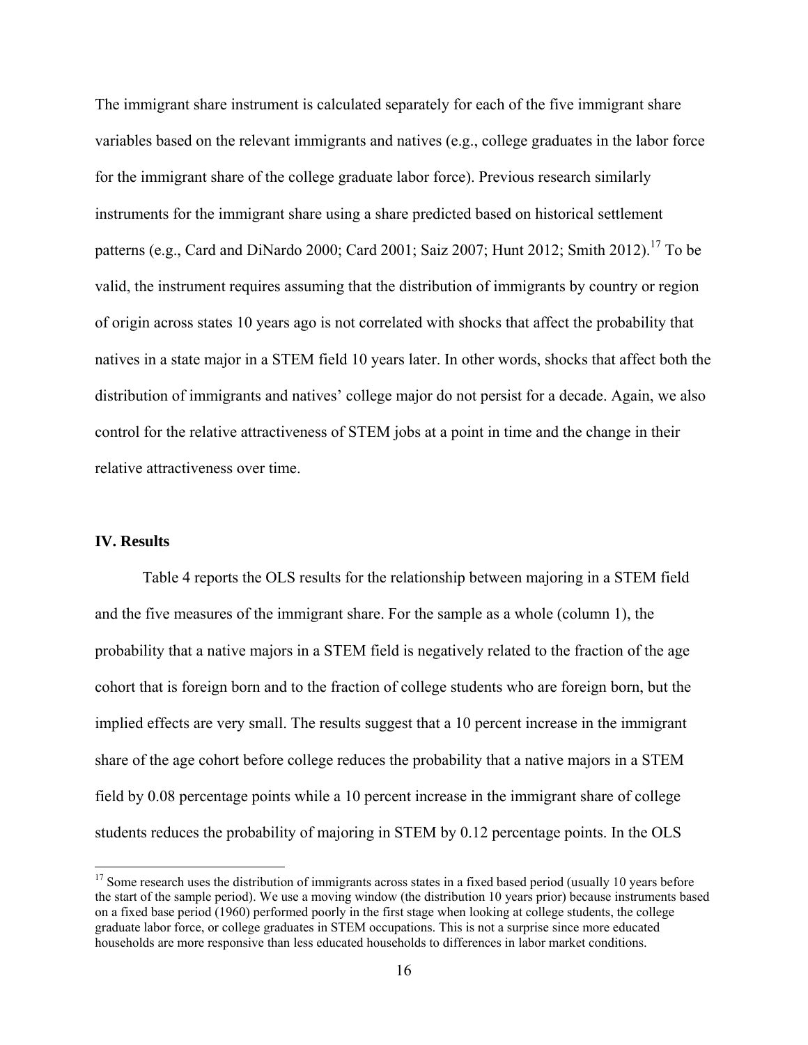The immigrant share instrument is calculated separately for each of the five immigrant share variables based on the relevant immigrants and natives (e.g., college graduates in the labor force for the immigrant share of the college graduate labor force). Previous research similarly instruments for the immigrant share using a share predicted based on historical settlement patterns (e.g., Card and DiNardo 2000; Card 2001; Saiz 2007; Hunt 2012; Smith 2012).[17] To be valid, the instrument requires assuming that the distribution of immigrants by country or region of origin across states 10 years ago is not correlated with shocks that affect the probability that natives in a state major in a STEM field 10 years later. In other words, shocks that affect both the distribution of immigrants and natives' college major do not persist for a decade. Again, we also control for the relative attractiveness of STEM jobs at a point in time and the change in their relative attractiveness over time.

## IV. Results

Table 4 reports the OLS results for the relationship between majoring in a STEM field and the five measures of the immigrant share. For the sample as a whole (column 1), the probability that a native majors in a STEM field is negatively related to the fraction of the age cohort that is foreign born and to the fraction of college students who are foreign born, but the implied effects are very small. The results suggest that a 10 percent increase in the immigrant share of the age cohort before college reduces the probability that a native majors in a STEM field by 0.08 percentage points while a 10 percent increase in the immigrant share of college students reduces the probability of majoring in STEM by 0.12 percentage points. In the OLS

[17] Some research uses the distribution of immigrants across states in a fixed based period (usually 10 years before the start of the sample period). We use a moving window (the distribution 10 years prior) because instruments based on a fixed base period (1960) performed poorly in the first stage when looking at college students, the college graduate labor force, or college graduates in STEM occupations. This is not a surprise since more educated households are more responsive than less educated households to differences in labor market conditions.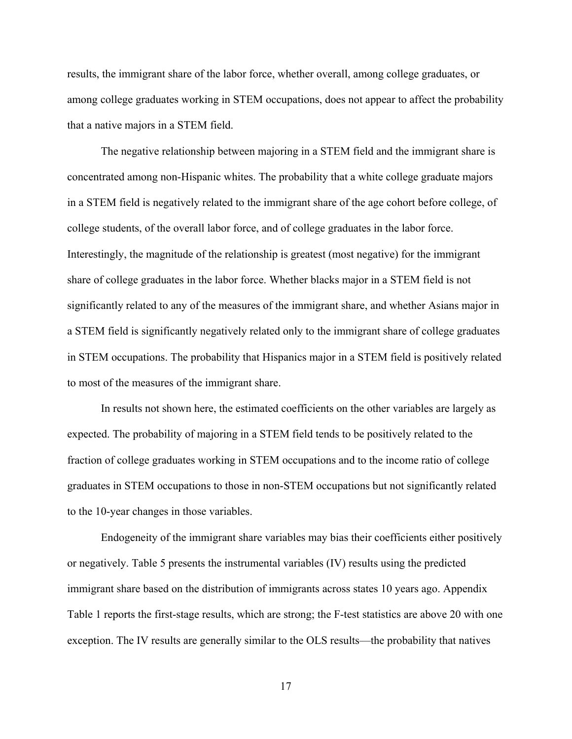results, the immigrant share of the labor force, whether overall, among college graduates, or among college graduates working in STEM occupations, does not appear to affect the probability that a native majors in a STEM field.

The negative relationship between majoring in a STEM field and the immigrant share is concentrated among non-Hispanic whites. The probability that a white college graduate majors in a STEM field is negatively related to the immigrant share of the age cohort before college, of college students, of the overall labor force, and of college graduates in the labor force. Interestingly, the magnitude of the relationship is greatest (most negative) for the immigrant share of college graduates in the labor force. Whether blacks major in a STEM field is not significantly related to any of the measures of the immigrant share, and whether Asians major in a STEM field is significantly negatively related only to the immigrant share of college graduates in STEM occupations. The probability that Hispanics major in a STEM field is positively related to most of the measures of the immigrant share.

In results not shown here, the estimated coefficients on the other variables are largely as expected. The probability of majoring in a STEM field tends to be positively related to the fraction of college graduates working in STEM occupations and to the income ratio of college graduates in STEM occupations to those in non-STEM occupations but not significantly related to the 10-year changes in those variables.

Endogeneity of the immigrant share variables may bias their coefficients either positively or negatively. Table 5 presents the instrumental variables (IV) results using the predicted immigrant share based on the distribution of immigrants across states 10 years ago. Appendix Table 1 reports the first-stage results, which are strong; the F-test statistics are above 20 with one exception. The IV results are generally similar to the OLS results—the probability that natives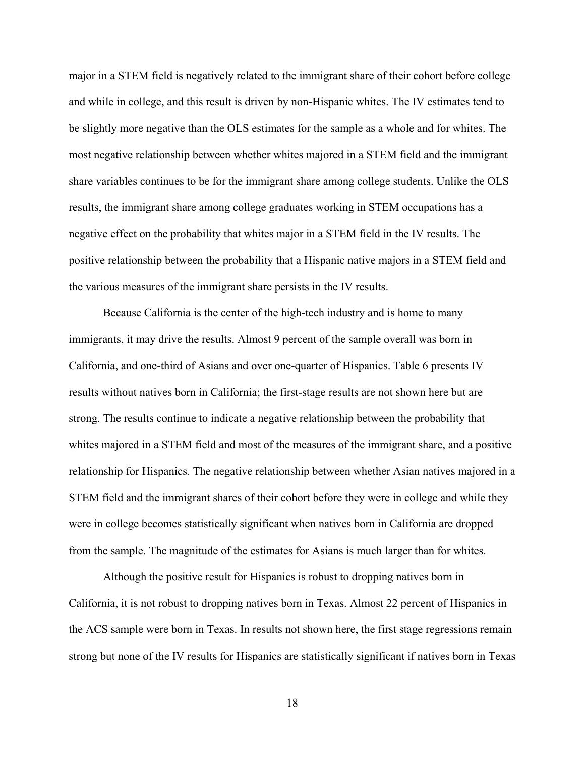major in a STEM field is negatively related to the immigrant share of their cohort before college and while in college, and this result is driven by non-Hispanic whites. The IV estimates tend to be slightly more negative than the OLS estimates for the sample as a whole and for whites. The most negative relationship between whether whites majored in a STEM field and the immigrant share variables continues to be for the immigrant share among college students. Unlike the OLS results, the immigrant share among college graduates working in STEM occupations has a negative effect on the probability that whites major in a STEM field in the IV results. The positive relationship between the probability that a Hispanic native majors in a STEM field and the various measures of the immigrant share persists in the IV results.

Because California is the center of the high-tech industry and is home to many immigrants, it may drive the results. Almost 9 percent of the sample overall was born in California, and one-third of Asians and over one-quarter of Hispanics. Table 6 presents IV results without natives born in California; the first-stage results are not shown here but are strong. The results continue to indicate a negative relationship between the probability that whites majored in a STEM field and most of the measures of the immigrant share, and a positive relationship for Hispanics. The negative relationship between whether Asian natives majored in a STEM field and the immigrant shares of their cohort before they were in college and while they were in college becomes statistically significant when natives born in California are dropped from the sample. The magnitude of the estimates for Asians is much larger than for whites.

Although the positive result for Hispanics is robust to dropping natives born in California, it is not robust to dropping natives born in Texas. Almost 22 percent of Hispanics in the ACS sample were born in Texas. In results not shown here, the first stage regressions remain strong but none of the IV results for Hispanics are statistically significant if natives born in Texas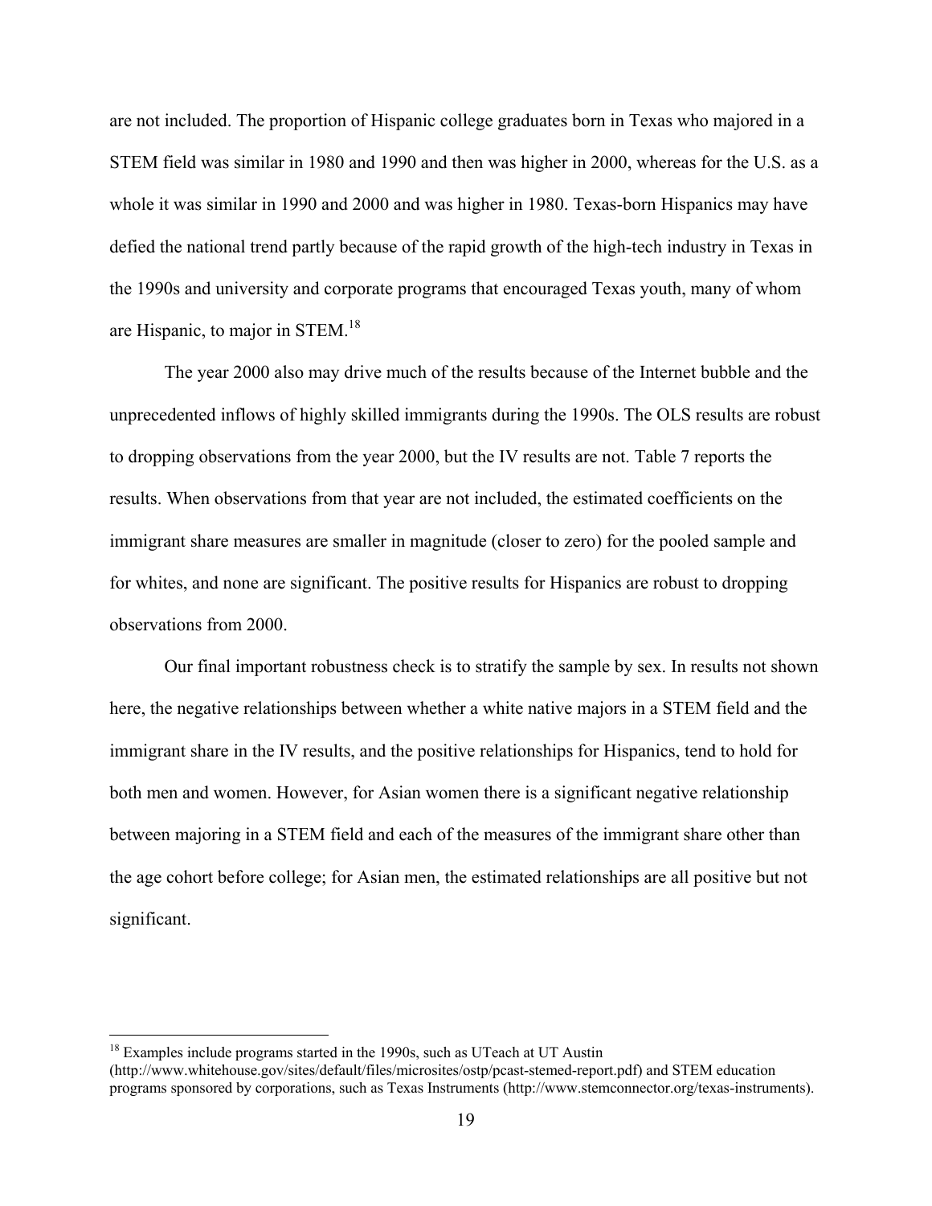are not included. The proportion of Hispanic college graduates born in Texas who majored in a STEM field was similar in 1980 and 1990 and then was higher in 2000, whereas for the U.S. as a whole it was similar in 1990 and 2000 and was higher in 1980. Texas-born Hispanics may have defied the national trend partly because of the rapid growth of the high-tech industry in Texas in the 1990s and university and corporate programs that encouraged Texas youth, many of whom are Hispanic, to major in STEM.[18]

The year 2000 also may drive much of the results because of the Internet bubble and the unprecedented inflows of highly skilled immigrants during the 1990s. The OLS results are robust to dropping observations from the year 2000, but the IV results are not. Table 7 reports the results. When observations from that year are not included, the estimated coefficients on the immigrant share measures are smaller in magnitude (closer to zero) for the pooled sample and for whites, and none are significant. The positive results for Hispanics are robust to dropping observations from 2000.

Our final important robustness check is to stratify the sample by sex. In results not shown here, the negative relationships between whether a white native majors in a STEM field and the immigrant share in the IV results, and the positive relationships for Hispanics, tend to hold for both men and women. However, for Asian women there is a significant negative relationship between majoring in a STEM field and each of the measures of the immigrant share other than the age cohort before college; for Asian men, the estimated relationships are all positive but not significant.

---

[18] Examples include programs started in the 1990s, such as UTeach at UT Austin (http://www.whitehouse.gov/sites/default/files/microsites/ostp/pcast-stemed-report.pdf) and STEM education programs sponsored by corporations, such as Texas Instruments (http://www.stemconnector.org/texas-instruments).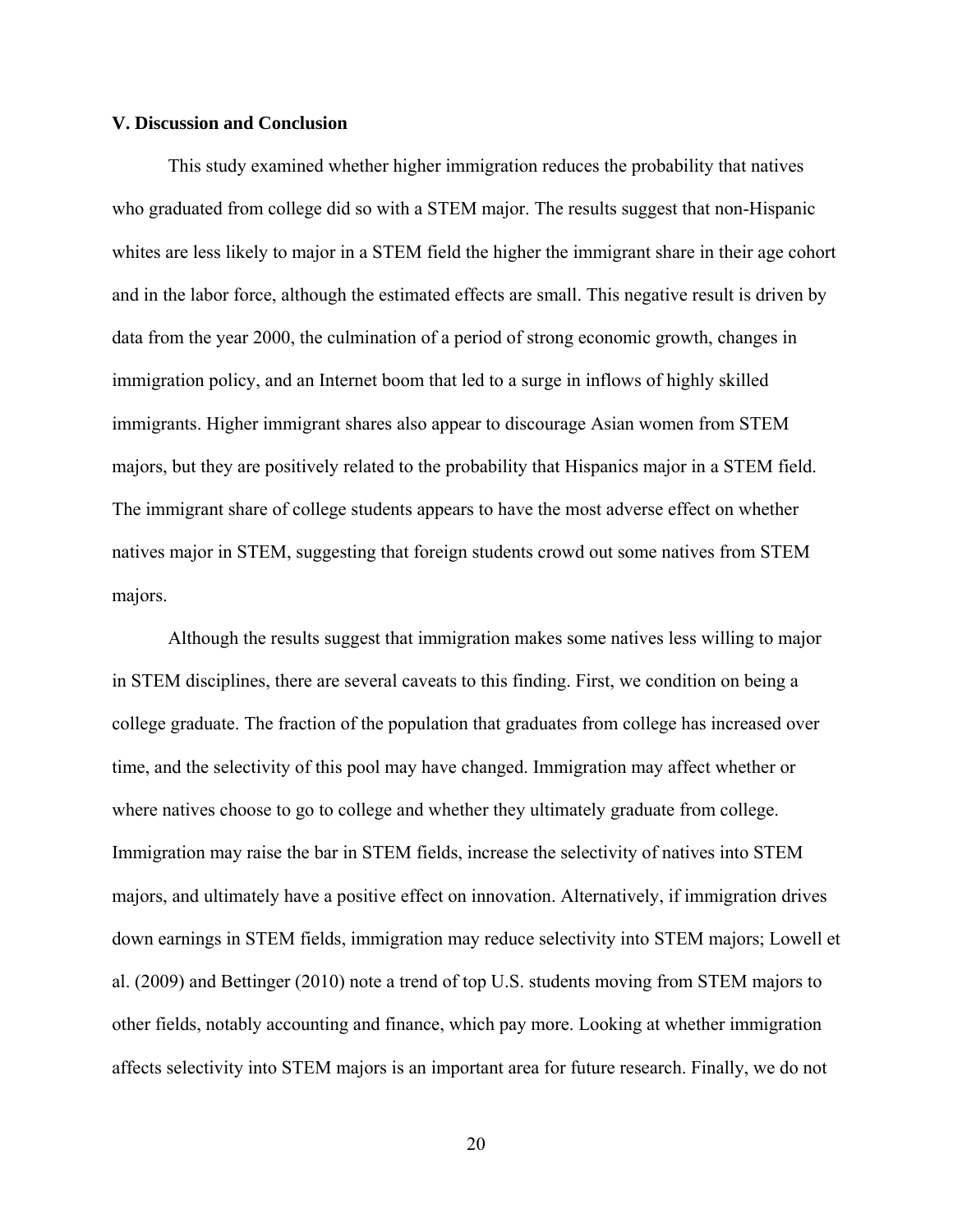### V. Discussion and Conclusion

This study examined whether higher immigration reduces the probability that natives who graduated from college did so with a STEM major. The results suggest that non-Hispanic whites are less likely to major in a STEM field the higher the immigrant share in their age cohort and in the labor force, although the estimated effects are small. This negative result is driven by data from the year 2000, the culmination of a period of strong economic growth, changes in immigration policy, and an Internet boom that led to a surge in inflows of highly skilled immigrants. Higher immigrant shares also appear to discourage Asian women from STEM majors, but they are positively related to the probability that Hispanics major in a STEM field. The immigrant share of college students appears to have the most adverse effect on whether natives major in STEM, suggesting that foreign students crowd out some natives from STEM majors.

Although the results suggest that immigration makes some natives less willing to major in STEM disciplines, there are several caveats to this finding. First, we condition on being a college graduate. The fraction of the population that graduates from college has increased over time, and the selectivity of this pool may have changed. Immigration may affect whether or where natives choose to go to college and whether they ultimately graduate from college. Immigration may raise the bar in STEM fields, increase the selectivity of natives into STEM majors, and ultimately have a positive effect on innovation. Alternatively, if immigration drives down earnings in STEM fields, immigration may reduce selectivity into STEM majors; Lowell et al. (2009) and Bettinger (2010) note a trend of top U.S. students moving from STEM majors to other fields, notably accounting and finance, which pay more. Looking at whether immigration affects selectivity into STEM majors is an important area for future research. Finally, we do not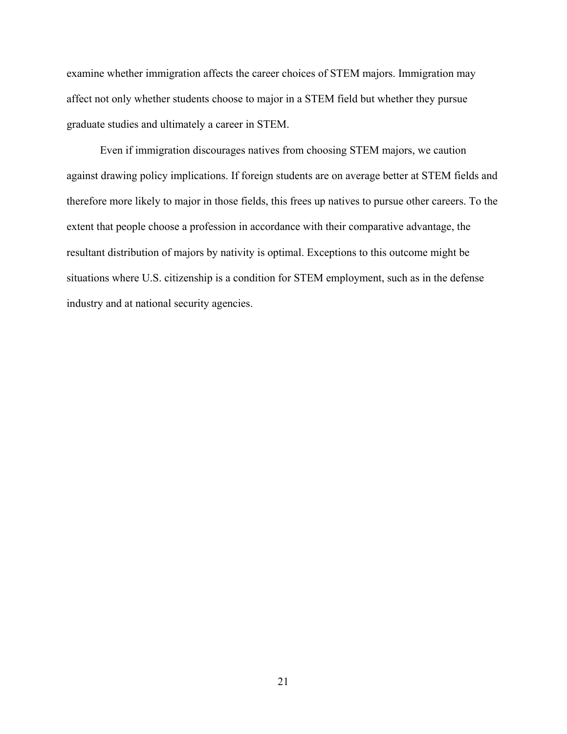examine whether immigration affects the career choices of STEM majors. Immigration may affect not only whether students choose to major in a STEM field but whether they pursue graduate studies and ultimately a career in STEM.

Even if immigration discourages natives from choosing STEM majors, we caution against drawing policy implications. If foreign students are on average better at STEM fields and therefore more likely to major in those fields, this frees up natives to pursue other careers. To the extent that people choose a profession in accordance with their comparative advantage, the resultant distribution of majors by nativity is optimal. Exceptions to this outcome might be situations where U.S. citizenship is a condition for STEM employment, such as in the defense industry and at national security agencies.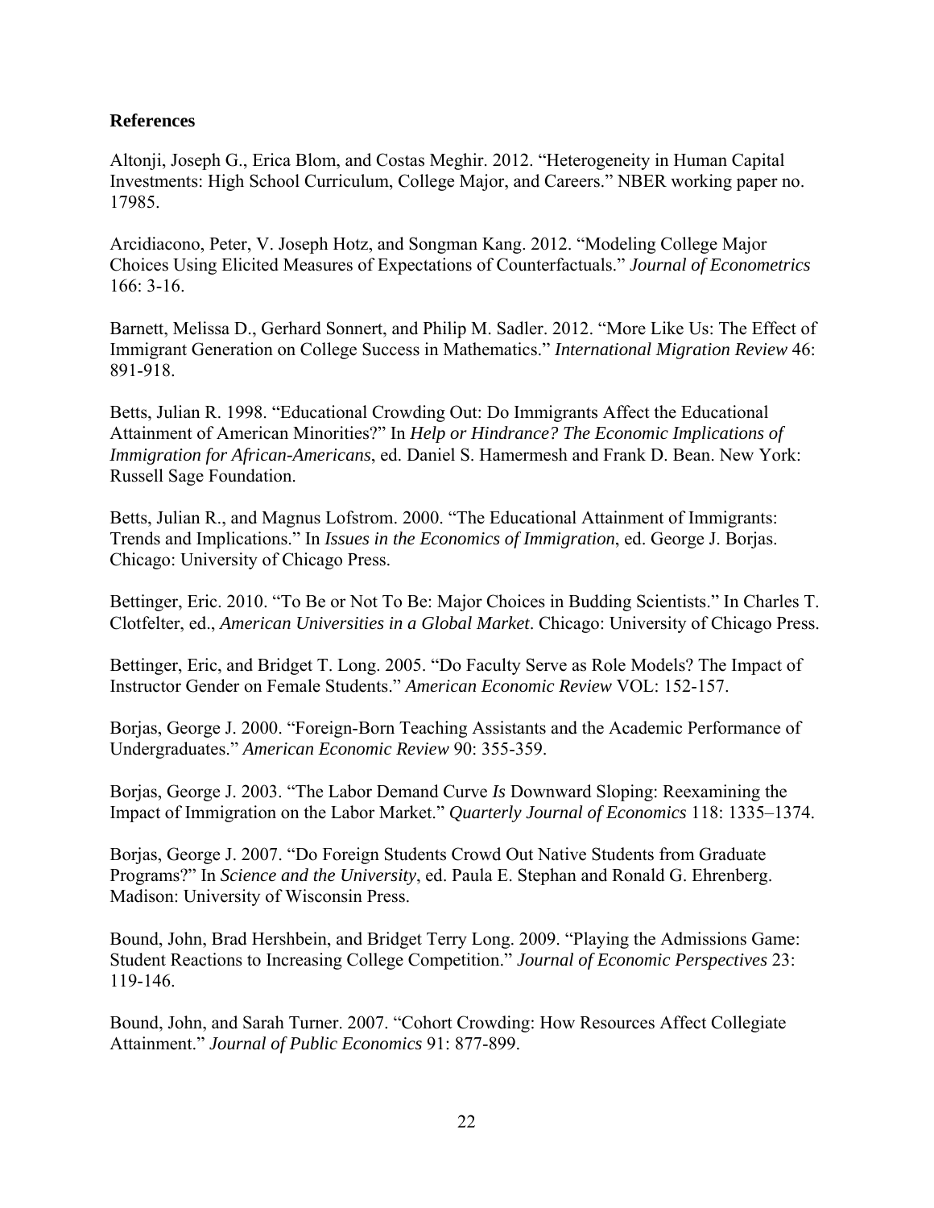**References**

Altonji, Joseph G., Erica Blom, and Costas Meghir. 2012. "Heterogeneity in Human Capital Investments: High School Curriculum, College Major, and Careers." NBER working paper no. 17985.

Arcidiacono, Peter, V. Joseph Hotz, and Songman Kang. 2012. "Modeling College Major Choices Using Elicited Measures of Expectations of Counterfactuals." *Journal of Econometrics* 166: 3-16.

Barnett, Melissa D., Gerhard Sonnert, and Philip M. Sadler. 2012. "More Like Us: The Effect of Immigrant Generation on College Success in Mathematics." *International Migration Review* 46: 891-918.

Betts, Julian R. 1998. "Educational Crowding Out: Do Immigrants Affect the Educational Attainment of American Minorities?" In *Help or Hindrance? The Economic Implications of Immigration for African-Americans*, ed. Daniel S. Hamermesh and Frank D. Bean. New York: Russell Sage Foundation.

Betts, Julian R., and Magnus Lofstrom. 2000. "The Educational Attainment of Immigrants: Trends and Implications." In *Issues in the Economics of Immigration*, ed. George J. Borjas. Chicago: University of Chicago Press.

Bettinger, Eric. 2010. "To Be or Not To Be: Major Choices in Budding Scientists." In Charles T. Clotfelter, ed., *American Universities in a Global Market*. Chicago: University of Chicago Press.

Bettinger, Eric, and Bridget T. Long. 2005. "Do Faculty Serve as Role Models? The Impact of Instructor Gender on Female Students." *American Economic Review* VOL: 152-157.

Borjas, George J. 2000. "Foreign-Born Teaching Assistants and the Academic Performance of Undergraduates." *American Economic Review* 90: 355-359.

Borjas, George J. 2003. "The Labor Demand Curve *Is* Downward Sloping: Reexamining the Impact of Immigration on the Labor Market." *Quarterly Journal of Economics* 118: 1335–1374.

Borjas, George J. 2007. "Do Foreign Students Crowd Out Native Students from Graduate Programs?" In *Science and the University*, ed. Paula E. Stephan and Ronald G. Ehrenberg. Madison: University of Wisconsin Press.

Bound, John, Brad Hershbein, and Bridget Terry Long. 2009. "Playing the Admissions Game: Student Reactions to Increasing College Competition." *Journal of Economic Perspectives* 23: 119-146.

Bound, John, and Sarah Turner. 2007. "Cohort Crowding: How Resources Affect Collegiate Attainment." *Journal of Public Economics* 91: 877-899.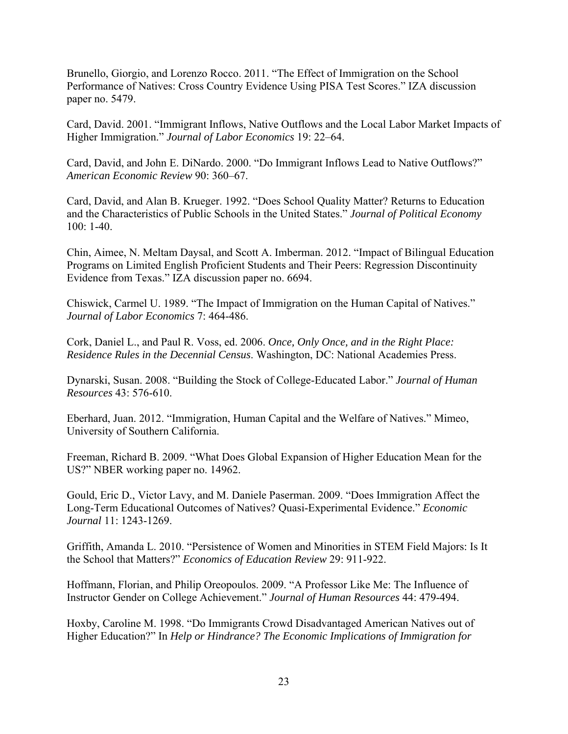Brunello, Giorgio, and Lorenzo Rocco. 2011. "The Effect of Immigration on the School Performance of Natives: Cross Country Evidence Using PISA Test Scores." IZA discussion paper no. 5479.

Card, David. 2001. "Immigrant Inflows, Native Outflows and the Local Labor Market Impacts of Higher Immigration." *Journal of Labor Economics* 19: 22–64.

Card, David, and John E. DiNardo. 2000. "Do Immigrant Inflows Lead to Native Outflows?" *American Economic Review* 90: 360–67.

Card, David, and Alan B. Krueger. 1992. "Does School Quality Matter? Returns to Education and the Characteristics of Public Schools in the United States." *Journal of Political Economy* 100: 1-40.

Chin, Aimee, N. Meltam Daysal, and Scott A. Imberman. 2012. "Impact of Bilingual Education Programs on Limited English Proficient Students and Their Peers: Regression Discontinuity Evidence from Texas." IZA discussion paper no. 6694.

Chiswick, Carmel U. 1989. "The Impact of Immigration on the Human Capital of Natives." *Journal of Labor Economics* 7: 464-486.

Cork, Daniel L., and Paul R. Voss, ed. 2006. *Once, Only Once, and in the Right Place: Residence Rules in the Decennial Census*. Washington, DC: National Academies Press.

Dynarski, Susan. 2008. "Building the Stock of College-Educated Labor." *Journal of Human Resources* 43: 576-610.

Eberhard, Juan. 2012. "Immigration, Human Capital and the Welfare of Natives." Mimeo, University of Southern California.

Freeman, Richard B. 2009. "What Does Global Expansion of Higher Education Mean for the US?" NBER working paper no. 14962.

Gould, Eric D., Victor Lavy, and M. Daniele Paserman. 2009. "Does Immigration Affect the Long-Term Educational Outcomes of Natives? Quasi-Experimental Evidence." *Economic Journal* 11: 1243-1269.

Griffith, Amanda L. 2010. "Persistence of Women and Minorities in STEM Field Majors: Is It the School that Matters?" *Economics of Education Review* 29: 911-922.

Hoffmann, Florian, and Philip Oreopoulos. 2009. "A Professor Like Me: The Influence of Instructor Gender on College Achievement." *Journal of Human Resources* 44: 479-494.

Hoxby, Caroline M. 1998. "Do Immigrants Crowd Disadvantaged American Natives out of Higher Education?" In *Help or Hindrance? The Economic Implications of Immigration for*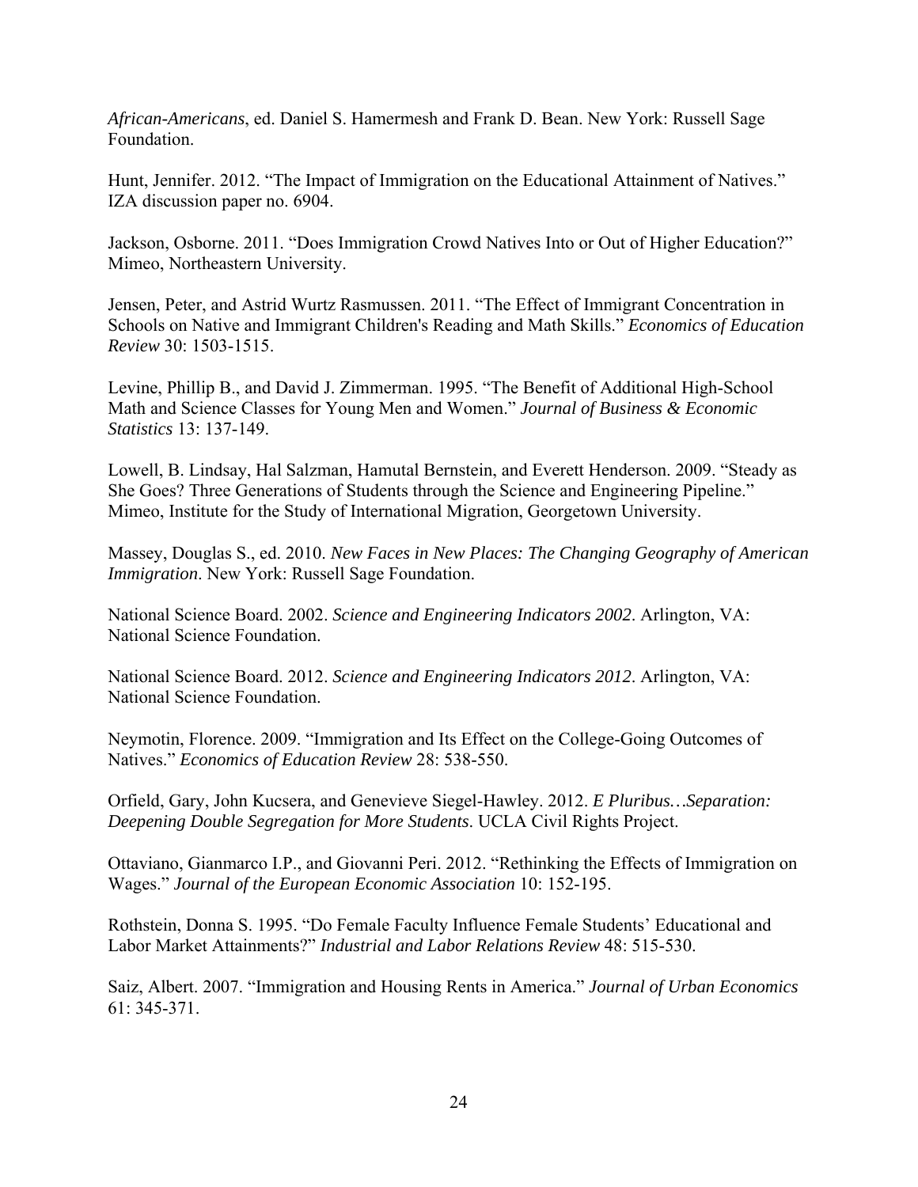*African-Americans*, ed. Daniel S. Hamermesh and Frank D. Bean. New York: Russell Sage Foundation.

Hunt, Jennifer. 2012. "The Impact of Immigration on the Educational Attainment of Natives." IZA discussion paper no. 6904.

Jackson, Osborne. 2011. "Does Immigration Crowd Natives Into or Out of Higher Education?" Mimeo, Northeastern University.

Jensen, Peter, and Astrid Wurtz Rasmussen. 2011. "The Effect of Immigrant Concentration in Schools on Native and Immigrant Children's Reading and Math Skills." *Economics of Education Review* 30: 1503-1515.

Levine, Phillip B., and David J. Zimmerman. 1995. "The Benefit of Additional High-School Math and Science Classes for Young Men and Women." *Journal of Business & Economic Statistics* 13: 137-149.

Lowell, B. Lindsay, Hal Salzman, Hamutal Bernstein, and Everett Henderson. 2009. "Steady as She Goes? Three Generations of Students through the Science and Engineering Pipeline." Mimeo, Institute for the Study of International Migration, Georgetown University.

Massey, Douglas S., ed. 2010. *New Faces in New Places: The Changing Geography of American Immigration*. New York: Russell Sage Foundation.

National Science Board. 2002. *Science and Engineering Indicators 2002*. Arlington, VA: National Science Foundation.

National Science Board. 2012. *Science and Engineering Indicators 2012*. Arlington, VA: National Science Foundation.

Neymotin, Florence. 2009. "Immigration and Its Effect on the College-Going Outcomes of Natives." *Economics of Education Review* 28: 538-550.

Orfield, Gary, John Kucsera, and Genevieve Siegel-Hawley. 2012. *E Pluribus…Separation: Deepening Double Segregation for More Students*. UCLA Civil Rights Project.

Ottaviano, Gianmarco I.P., and Giovanni Peri. 2012. "Rethinking the Effects of Immigration on Wages." *Journal of the European Economic Association* 10: 152-195.

Rothstein, Donna S. 1995. "Do Female Faculty Influence Female Students' Educational and Labor Market Attainments?" *Industrial and Labor Relations Review* 48: 515-530.

Saiz, Albert. 2007. "Immigration and Housing Rents in America." *Journal of Urban Economics* 61: 345-371.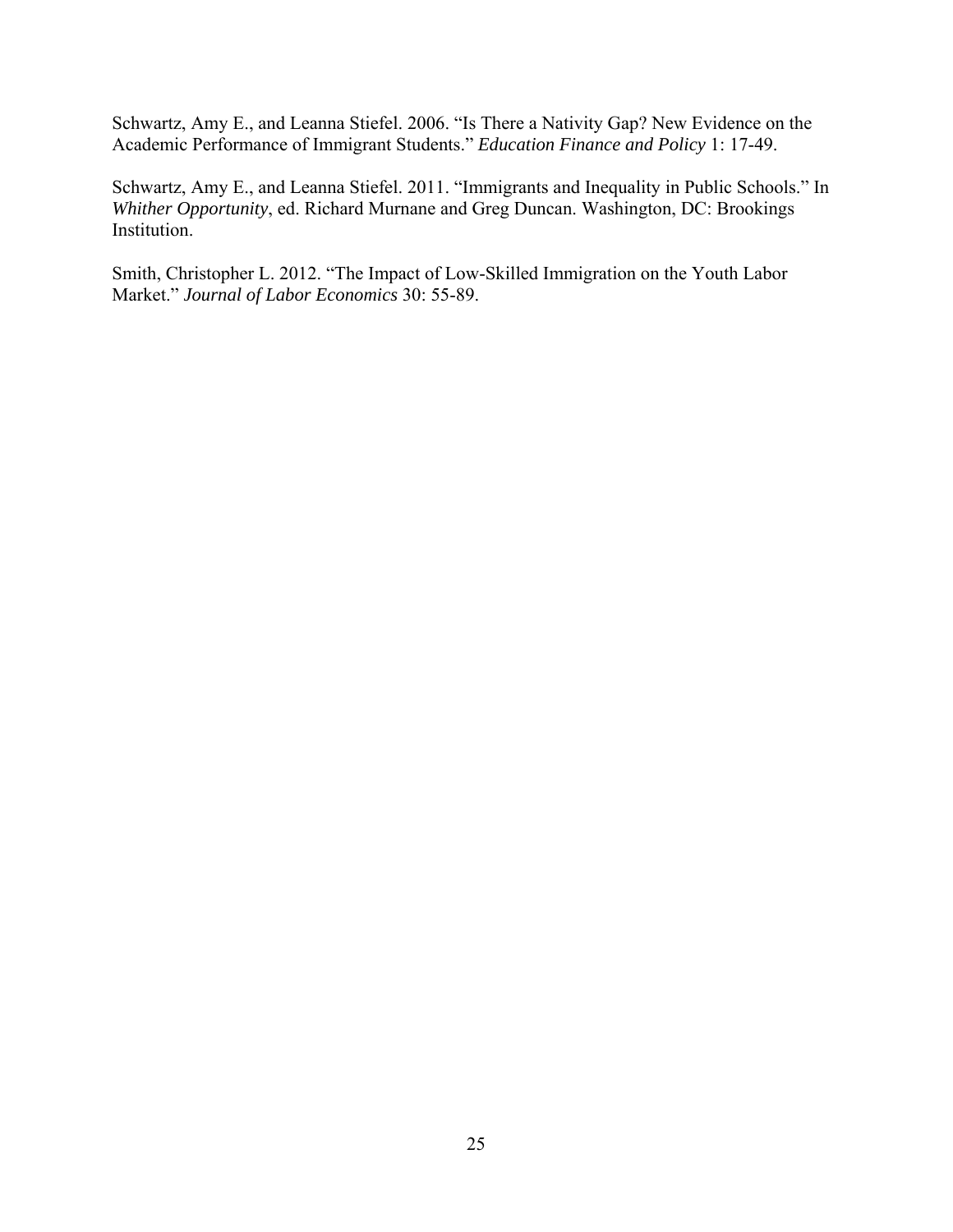Schwartz, Amy E., and Leanna Stiefel. 2006. "Is There a Nativity Gap? New Evidence on the Academic Performance of Immigrant Students." *Education Finance and Policy* 1: 17-49.

Schwartz, Amy E., and Leanna Stiefel. 2011. "Immigrants and Inequality in Public Schools." In *Whither Opportunity*, ed. Richard Murnane and Greg Duncan. Washington, DC: Brookings Institution.

Smith, Christopher L. 2012. "The Impact of Low-Skilled Immigration on the Youth Labor Market." *Journal of Labor Economics* 30: 55-89.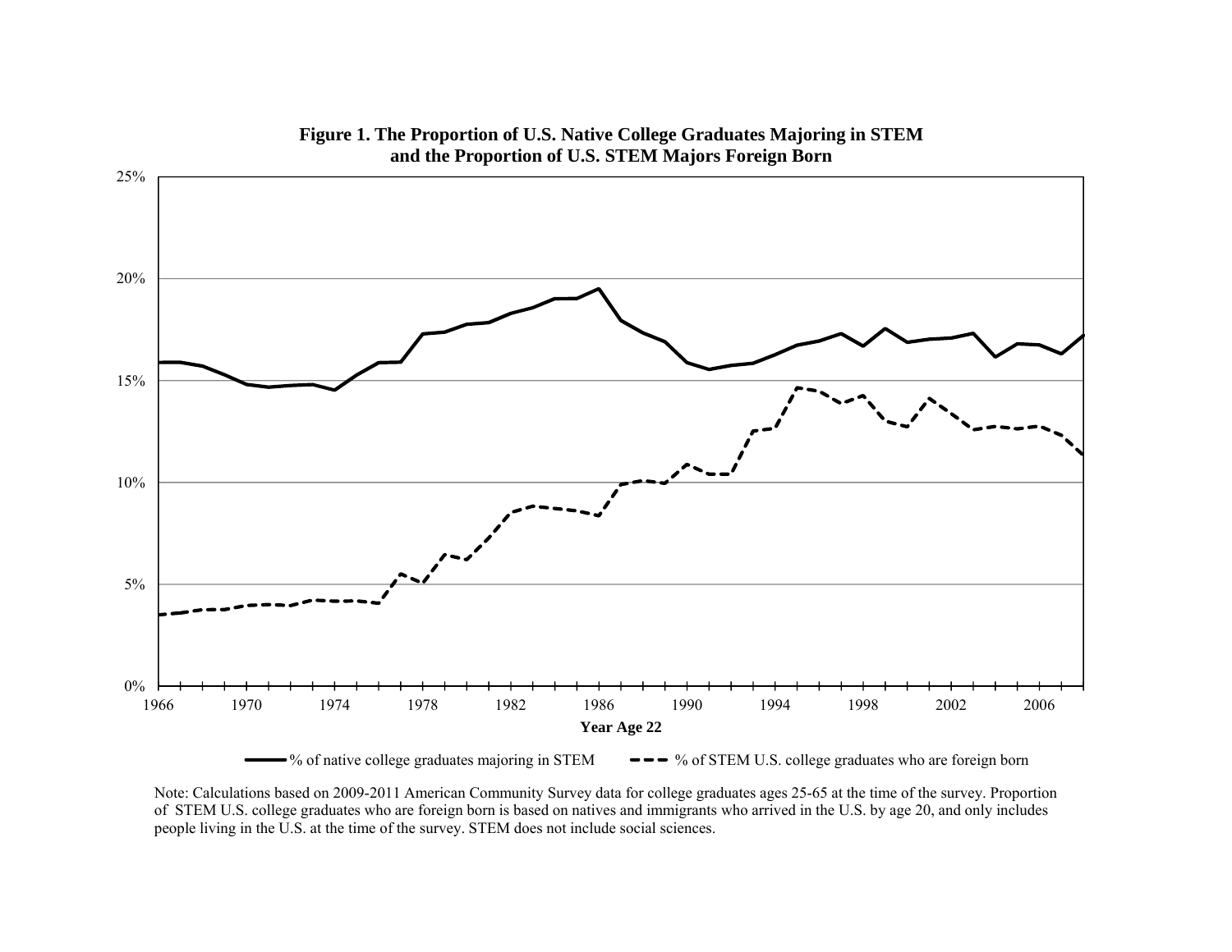**Figure 1. The Proportion of U.S. Native College Graduates Majoring in STEM and the Proportion of U.S. STEM Majors Foreign Born**

Note: Calculations based on 2009-2011 American Community Survey data for college graduates ages 25-65 at the time of the survey. Proportion of STEM U.S. college graduates who are foreign born is based on natives and immigrants who arrived in the U.S. by age 20, and only includes people living in the U.S. at the time of the survey. STEM does not include social sciences.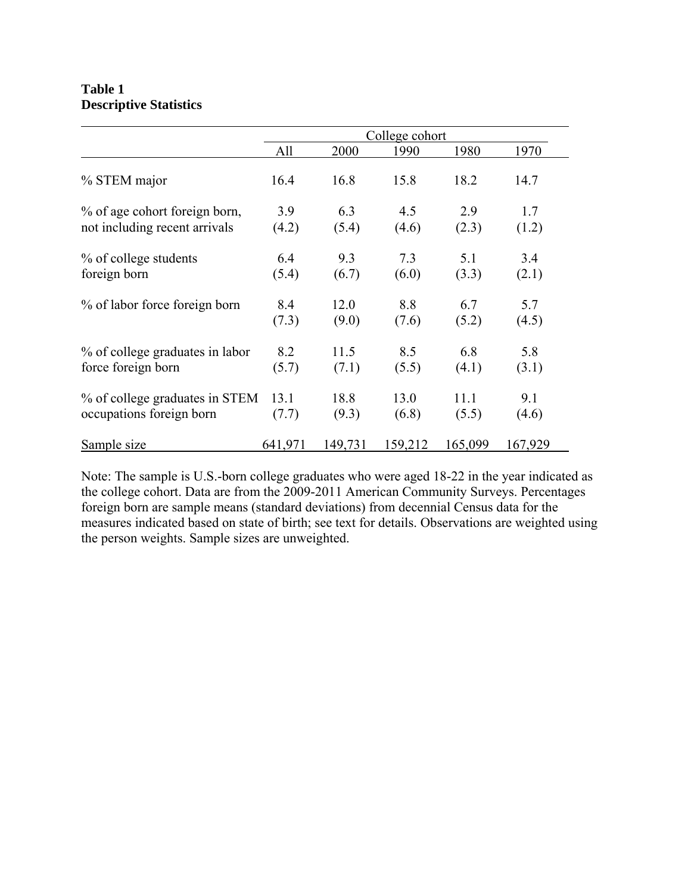**Table 1**
**Descriptive Statistics**

| | College cohort | | | | |
|---|---|---|---|---|---|
| | All | 2000 | 1990 | 1980 | 1970 |
| % STEM major | 16.4 | 16.8 | 15.8 | 18.2 | 14.7 |
| % of age cohort foreign born, not including recent arrivals | 3.9<br>(4.2) | 6.3<br>(5.4) | 4.5<br>(4.6) | 2.9<br>(2.3) | 1.7<br>(1.2) |
| % of college students foreign born | 6.4<br>(5.4) | 9.3<br>(6.7) | 7.3<br>(6.0) | 5.1<br>(3.3) | 3.4<br>(2.1) |
| % of labor force foreign born | 8.4<br>(7.3) | 12.0<br>(9.0) | 8.8<br>(7.6) | 6.7<br>(5.2) | 5.7<br>(4.5) |
| % of college graduates in labor force foreign born | 8.2<br>(5.7) | 11.5<br>(7.1) | 8.5<br>(5.5) | 6.8<br>(4.1) | 5.8<br>(3.1) |
| % of college graduates in STEM occupations foreign born | 13.1<br>(7.7) | 18.8<br>(9.3) | 13.0<br>(6.8) | 11.1<br>(5.5) | 9.1<br>(4.6) |
| Sample size | 641,971 | 149,731 | 159,212 | 165,099 | 167,929 |

Note: The sample is U.S.-born college graduates who were aged 18-22 in the year indicated as the college cohort. Data are from the 2009-2011 American Community Surveys. Percentages foreign born are sample means (standard deviations) from decennial Census data for the measures indicated based on state of birth; see text for details. Observations are weighted using the person weights. Sample sizes are unweighted.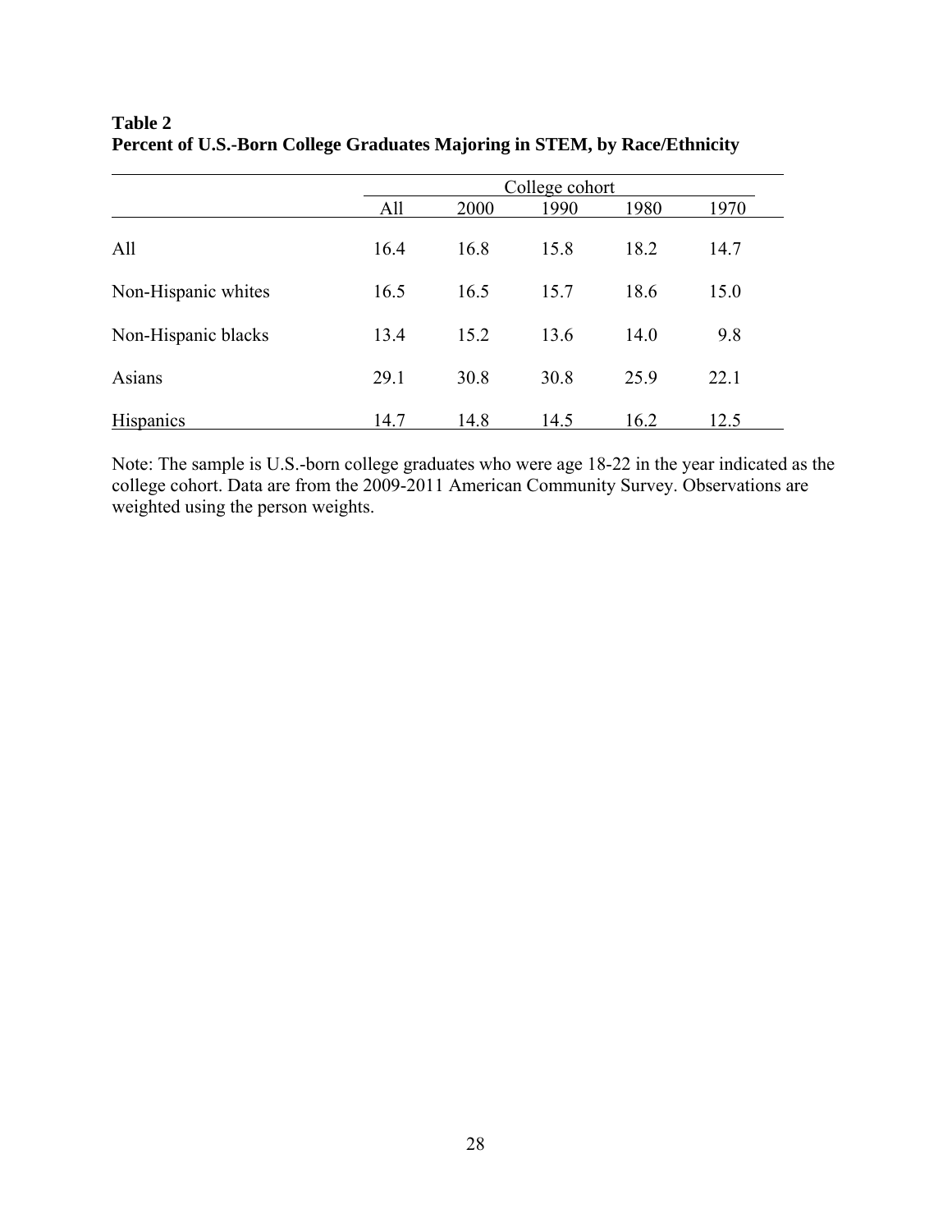**Table 2**
**Percent of U.S.-Born College Graduates Majoring in STEM, by Race/Ethnicity**

| | College cohort | | | | |
|---|---|---|---|---|---|
| | All | 2000 | 1990 | 1980 | 1970 |
| All | 16.4 | 16.8 | 15.8 | 18.2 | 14.7 |
| Non-Hispanic whites | 16.5 | 16.5 | 15.7 | 18.6 | 15.0 |
| Non-Hispanic blacks | 13.4 | 15.2 | 13.6 | 14.0 | 9.8 |
| Asians | 29.1 | 30.8 | 30.8 | 25.9 | 22.1 |
| Hispanics | 14.7 | 14.8 | 14.5 | 16.2 | 12.5 |

Note: The sample is U.S.-born college graduates who were age 18-22 in the year indicated as the college cohort. Data are from the 2009-2011 American Community Survey. Observations are weighted using the person weights.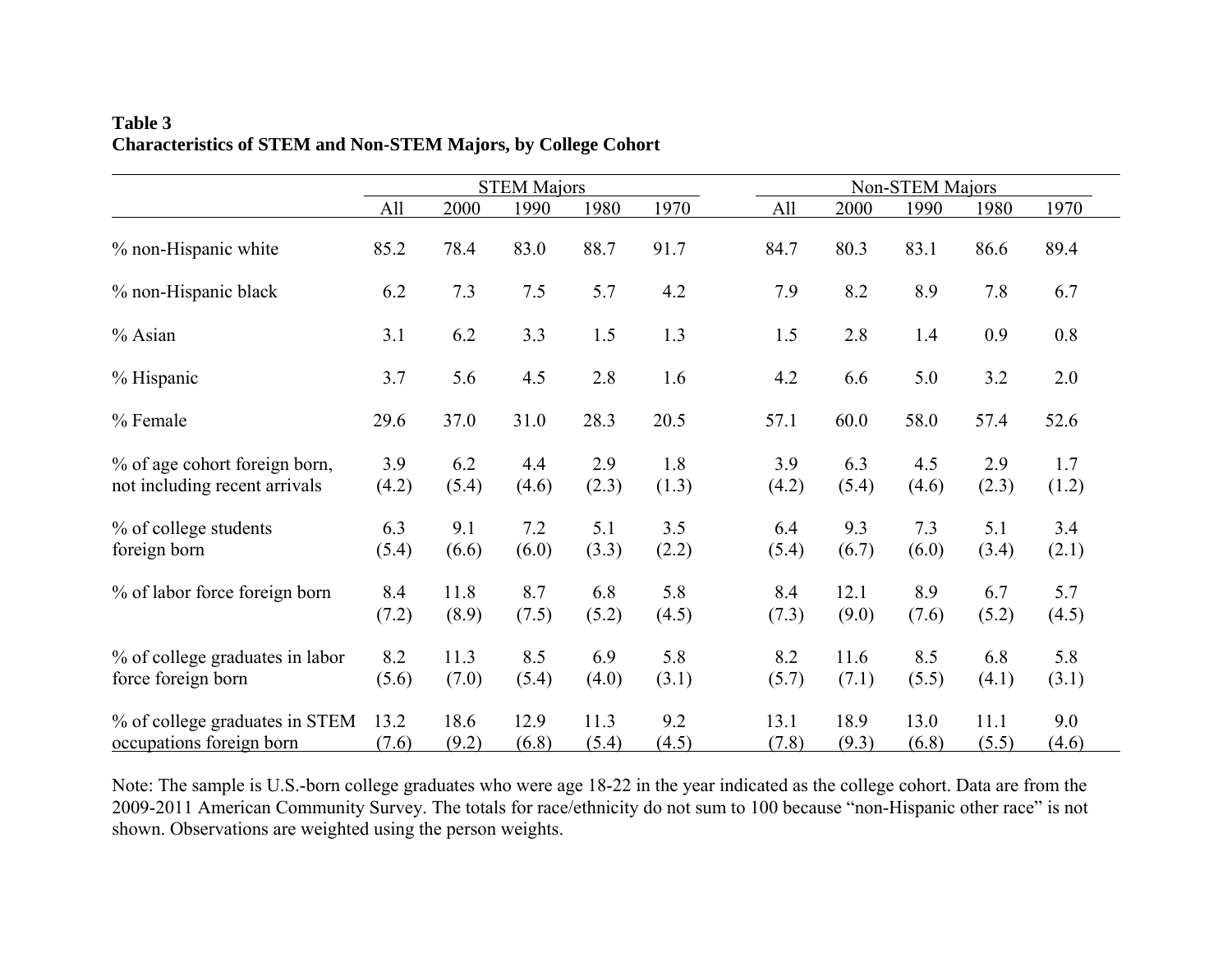**Table 3**
**Characteristics of STEM and Non-STEM Majors, by College Cohort**

| | STEM Majors | | | | | Non-STEM Majors | | | | |
|---|---|---|---|---|---|---|---|---|---|---|
| | All | 2000 | 1990 | 1980 | 1970 | All | 2000 | 1990 | 1980 | 1970 |
| % non-Hispanic white | 85.2 | 78.4 | 83.0 | 88.7 | 91.7 | 84.7 | 80.3 | 83.1 | 86.6 | 89.4 |
| % non-Hispanic black | 6.2 | 7.3 | 7.5 | 5.7 | 4.2 | 7.9 | 8.2 | 8.9 | 7.8 | 6.7 |
| % Asian | 3.1 | 6.2 | 3.3 | 1.5 | 1.3 | 1.5 | 2.8 | 1.4 | 0.9 | 0.8 |
| % Hispanic | 3.7 | 5.6 | 4.5 | 2.8 | 1.6 | 4.2 | 6.6 | 5.0 | 3.2 | 2.0 |
| % Female | 29.6 | 37.0 | 31.0 | 28.3 | 20.5 | 57.1 | 60.0 | 58.0 | 57.4 | 52.6 |
| % of age cohort foreign born, | 3.9 | 6.2 | 4.4 | 2.9 | 1.8 | 3.9 | 6.3 | 4.5 | 2.9 | 1.7 |
| not including recent arrivals | (4.2) | (5.4) | (4.6) | (2.3) | (1.3) | (4.2) | (5.4) | (4.6) | (2.3) | (1.2) |
| % of college students | 6.3 | 9.1 | 7.2 | 5.1 | 3.5 | 6.4 | 9.3 | 7.3 | 5.1 | 3.4 |
| foreign born | (5.4) | (6.6) | (6.0) | (3.3) | (2.2) | (5.4) | (6.7) | (6.0) | (3.4) | (2.1) |
| % of labor force foreign born | 8.4 | 11.8 | 8.7 | 6.8 | 5.8 | 8.4 | 12.1 | 8.9 | 6.7 | 5.7 |
| | (7.2) | (8.9) | (7.5) | (5.2) | (4.5) | (7.3) | (9.0) | (7.6) | (5.2) | (4.5) |
| % of college graduates in labor | 8.2 | 11.3 | 8.5 | 6.9 | 5.8 | 8.2 | 11.6 | 8.5 | 6.8 | 5.8 |
| force foreign born | (5.6) | (7.0) | (5.4) | (4.0) | (3.1) | (5.7) | (7.1) | (5.5) | (4.1) | (3.1) |
| % of college graduates in STEM | 13.2 | 18.6 | 12.9 | 11.3 | 9.2 | 13.1 | 18.9 | 13.0 | 11.1 | 9.0 |
| occupations foreign born | (7.6) | (9.2) | (6.8) | (5.4) | (4.5) | (7.8) | (9.3) | (6.8) | (5.5) | (4.6) |

Note: The sample is U.S.-born college graduates who were age 18-22 in the year indicated as the college cohort. Data are from the 2009-2011 American Community Survey. The totals for race/ethnicity do not sum to 100 because "non-Hispanic other race" is not shown. Observations are weighted using the person weights.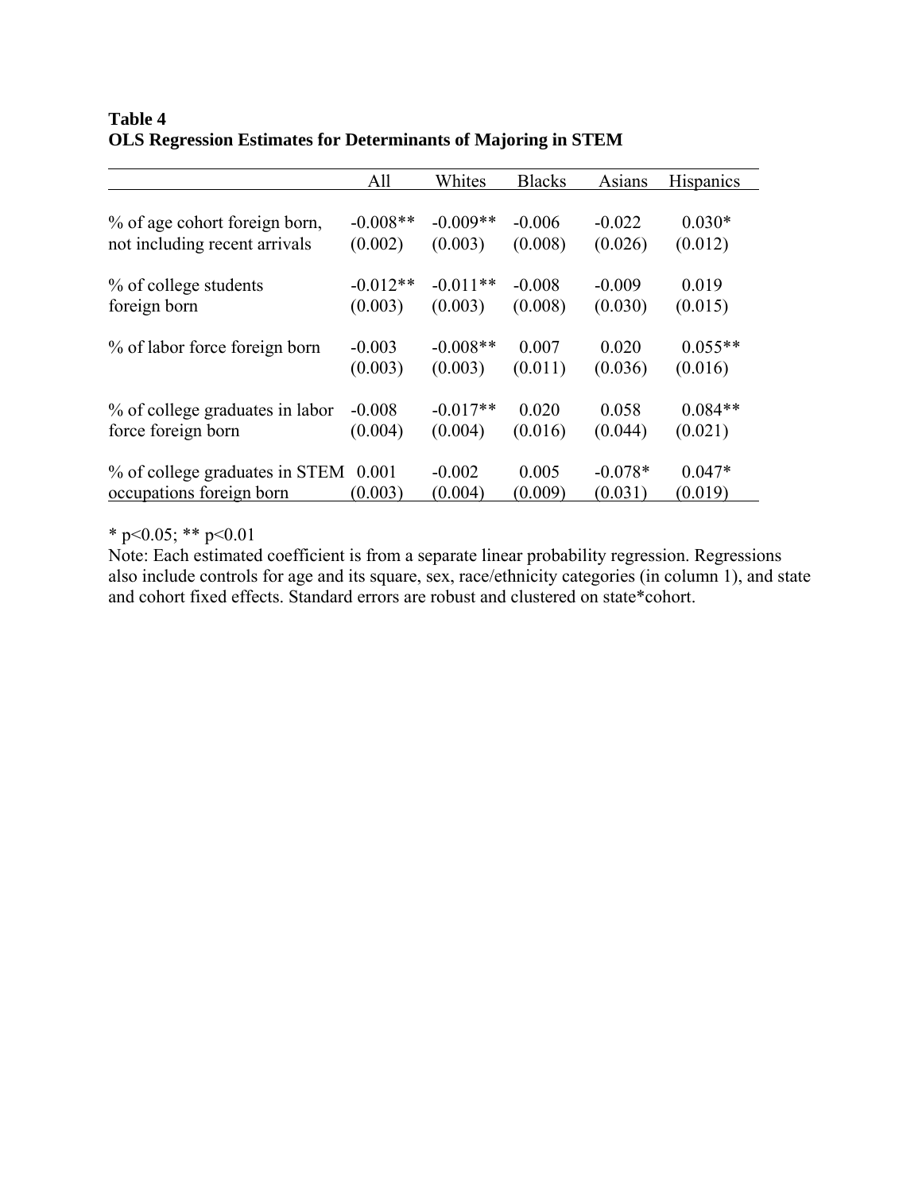**Table 4**
**OLS Regression Estimates for Determinants of Majoring in STEM**

| | All | Whites | Blacks | Asians | Hispanics |
|---|---|---|---|---|---|
| % of age cohort foreign born, not including recent arrivals | -0.008** | -0.009** | -0.006 | -0.022 | 0.030* |
| | (0.002) | (0.003) | (0.008) | (0.026) | (0.012) |
| % of college students foreign born | -0.012** | -0.011** | -0.008 | -0.009 | 0.019 |
| | (0.003) | (0.003) | (0.008) | (0.030) | (0.015) |
| % of labor force foreign born | -0.003 | -0.008** | 0.007 | 0.020 | 0.055** |
| | (0.003) | (0.003) | (0.011) | (0.036) | (0.016) |
| % of college graduates in labor force foreign born | -0.008 | -0.017** | 0.020 | 0.058 | 0.084** |
| | (0.004) | (0.004) | (0.016) | (0.044) | (0.021) |
| % of college graduates in STEM occupations foreign born | 0.001 | -0.002 | 0.005 | -0.078* | 0.047* |
| | (0.003) | (0.004) | (0.009) | (0.031) | (0.019) |

* p<0.05; ** p<0.01

Note: Each estimated coefficient is from a separate linear probability regression. Regressions also include controls for age and its square, sex, race/ethnicity categories (in column 1), and state and cohort fixed effects. Standard errors are robust and clustered on state*cohort.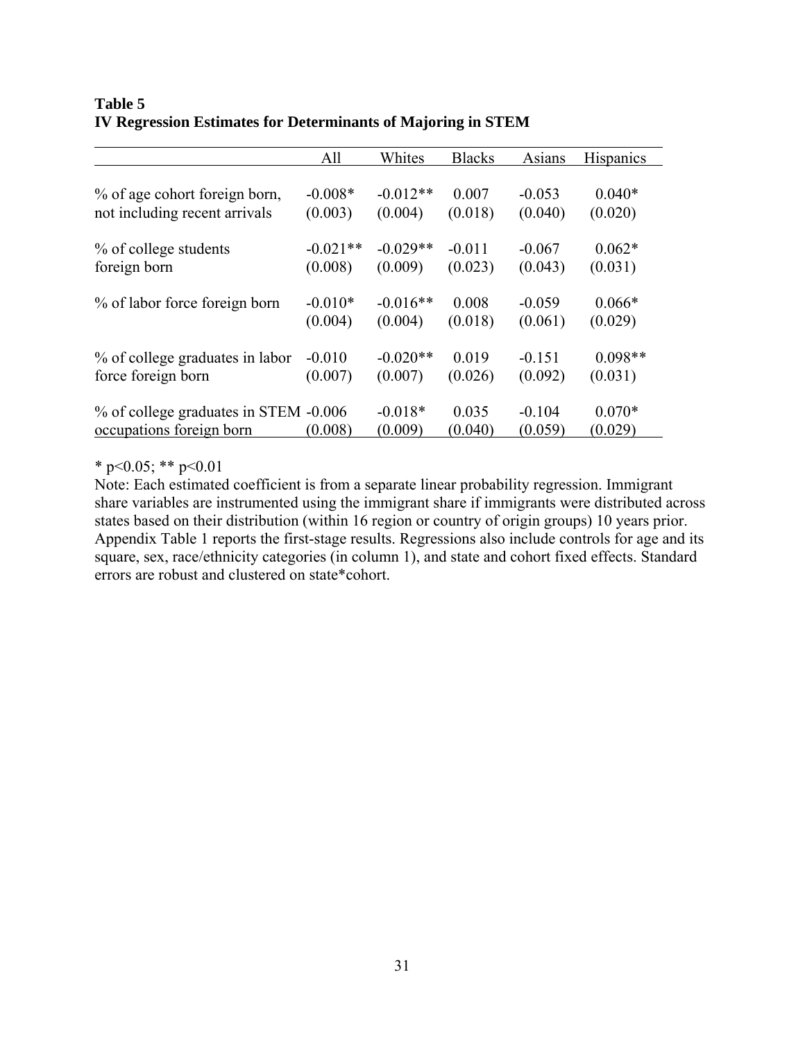**Table 5**
**IV Regression Estimates for Determinants of Majoring in STEM**

| | All | Whites | Blacks | Asians | Hispanics |
|---|---|---|---|---|---|
| % of age cohort foreign born, not including recent arrivals | -0.008* | -0.012** | 0.007 | -0.053 | 0.040* |
| | (0.003) | (0.004) | (0.018) | (0.040) | (0.020) |
| % of college students foreign born | -0.021** | -0.029** | -0.011 | -0.067 | 0.062* |
| | (0.008) | (0.009) | (0.023) | (0.043) | (0.031) |
| % of labor force foreign born | -0.010* | -0.016** | 0.008 | -0.059 | 0.066* |
| | (0.004) | (0.004) | (0.018) | (0.061) | (0.029) |
| % of college graduates in labor force foreign born | -0.010 | -0.020** | 0.019 | -0.151 | 0.098** |
| | (0.007) | (0.007) | (0.026) | (0.092) | (0.031) |
| % of college graduates in STEM occupations foreign born | -0.006 | -0.018* | 0.035 | -0.104 | 0.070* |
| | (0.008) | (0.009) | (0.040) | (0.059) | (0.029) |

* $p<0.05$; ** $p<0.01$

Note: Each estimated coefficient is from a separate linear probability regression. Immigrant share variables are instrumented using the immigrant share if immigrants were distributed across states based on their distribution (within 16 region or country of origin groups) 10 years prior. Appendix Table 1 reports the first-stage results. Regressions also include controls for age and its square, sex, race/ethnicity categories (in column 1), and state and cohort fixed effects. Standard errors are robust and clustered on state*cohort.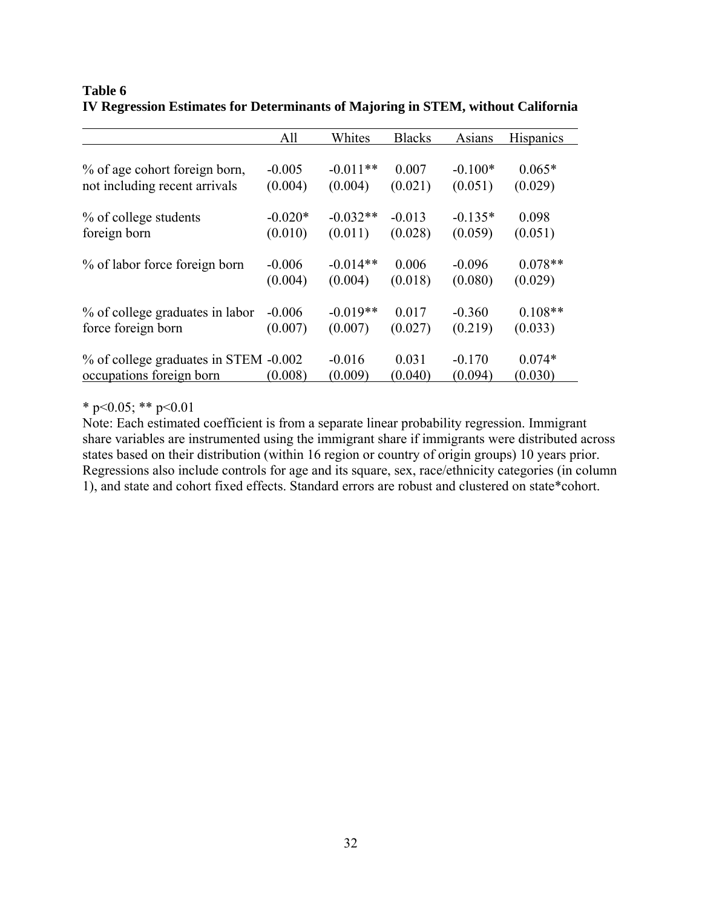**Table 6**
**IV Regression Estimates for Determinants of Majoring in STEM, without California**

| | All | Whites | Blacks | Asians | Hispanics |
|---|---|---|---|---|---|
| % of age cohort foreign born, | -0.005 | -0.011** | 0.007 | -0.100* | 0.065* |
| not including recent arrivals | (0.004) | (0.004) | (0.021) | (0.051) | (0.029) |
| % of college students | -0.020* | -0.032** | -0.013 | -0.135* | 0.098 |
| foreign born | (0.010) | (0.011) | (0.028) | (0.059) | (0.051) |
| % of labor force foreign born | -0.006 | -0.014** | 0.006 | -0.096 | 0.078** |
| | (0.004) | (0.004) | (0.018) | (0.080) | (0.029) |
| % of college graduates in labor | -0.006 | -0.019** | 0.017 | -0.360 | 0.108** |
| force foreign born | (0.007) | (0.007) | (0.027) | (0.219) | (0.033) |
| % of college graduates in STEM | -0.002 | -0.016 | 0.031 | -0.170 | 0.074* |
| occupations foreign born | (0.008) | (0.009) | (0.040) | (0.094) | (0.030) |

* $p<0.05$; ** $p<0.01$

Note: Each estimated coefficient is from a separate linear probability regression. Immigrant share variables are instrumented using the immigrant share if immigrants were distributed across states based on their distribution (within 16 region or country of origin groups) 10 years prior. Regressions also include controls for age and its square, sex, race/ethnicity categories (in column 1), and state and cohort fixed effects. Standard errors are robust and clustered on state*cohort.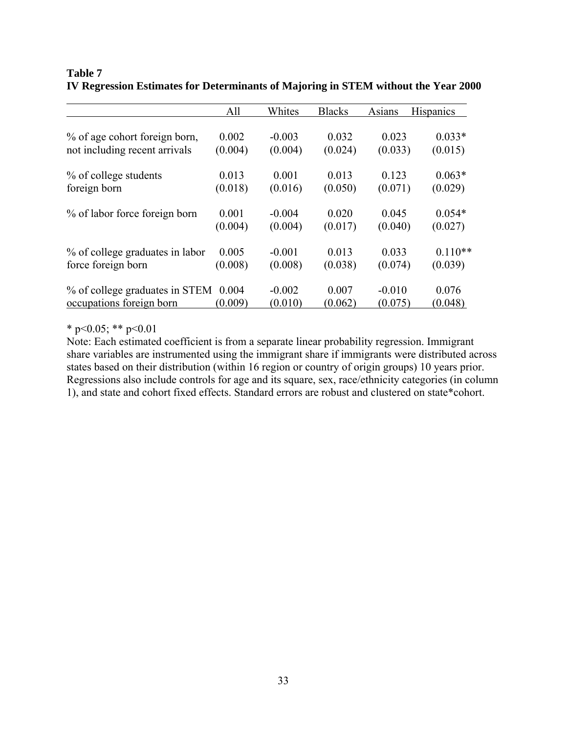**Table 7**
**IV Regression Estimates for Determinants of Majoring in STEM without the Year 2000**

| | All | Whites | Blacks | Asians | Hispanics |
|---|---|---|---|---|---|
| % of age cohort foreign born, | 0.002 | -0.003 | 0.032 | 0.023 | 0.033* |
| not including recent arrivals | (0.004) | (0.004) | (0.024) | (0.033) | (0.015) |
| % of college students | 0.013 | 0.001 | 0.013 | 0.123 | 0.063* |
| foreign born | (0.018) | (0.016) | (0.050) | (0.071) | (0.029) |
| % of labor force foreign born | 0.001 | -0.004 | 0.020 | 0.045 | 0.054* |
| | (0.004) | (0.004) | (0.017) | (0.040) | (0.027) |
| % of college graduates in labor | 0.005 | -0.001 | 0.013 | 0.033 | 0.110** |
| force foreign born | (0.008) | (0.008) | (0.038) | (0.074) | (0.039) |
| % of college graduates in STEM | 0.004 | -0.002 | 0.007 | -0.010 | 0.076 |
| occupations foreign born | (0.009) | (0.010) | (0.062) | (0.075) | (0.048) |

* $p<0.05$; ** $p<0.01$

Note: Each estimated coefficient is from a separate linear probability regression. Immigrant share variables are instrumented using the immigrant share if immigrants were distributed across states based on their distribution (within 16 region or country of origin groups) 10 years prior. Regressions also include controls for age and its square, sex, race/ethnicity categories (in column 1), and state and cohort fixed effects. Standard errors are robust and clustered on state*cohort.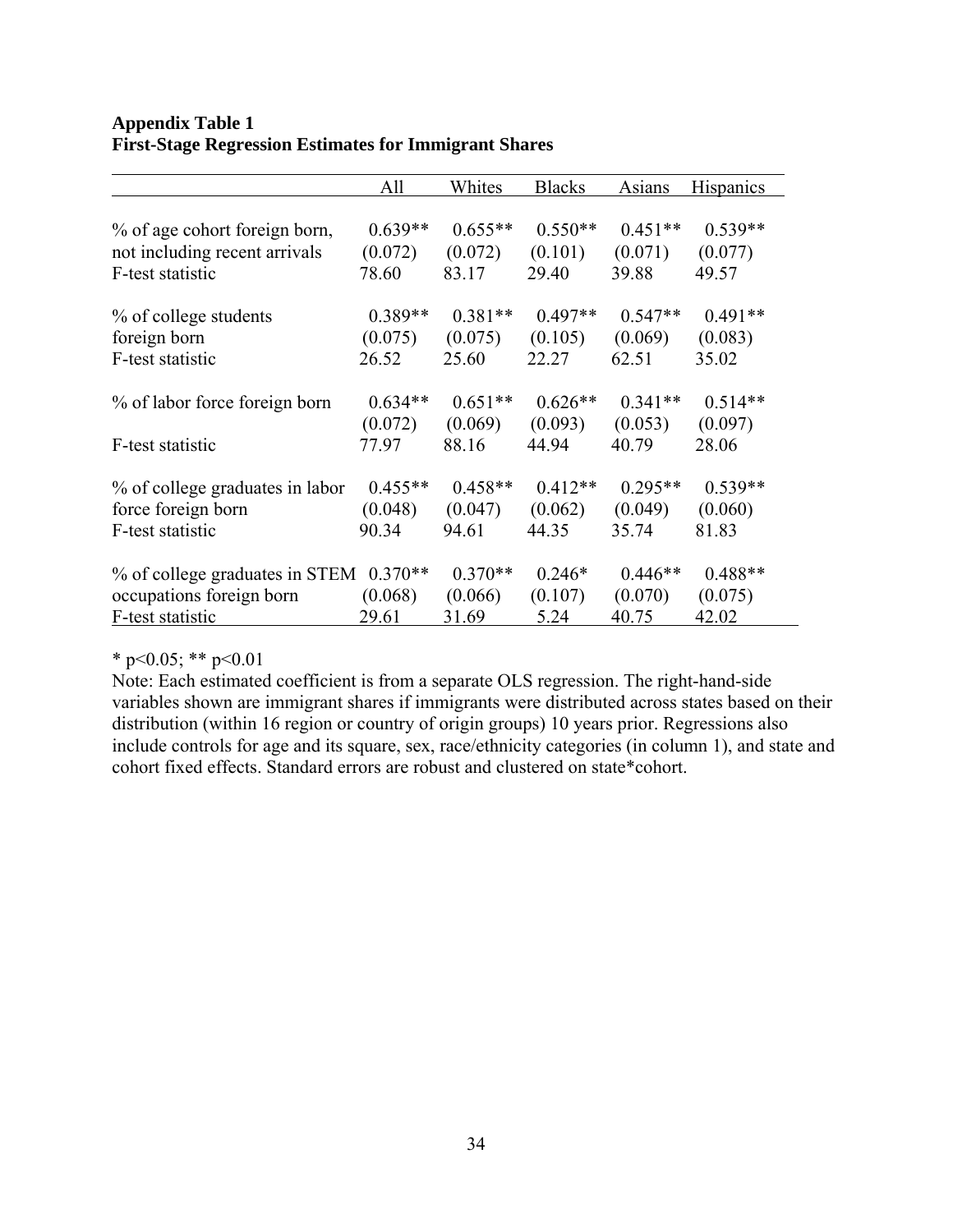**Appendix Table 1**
**First-Stage Regression Estimates for Immigrant Shares**

| | All | Whites | Blacks | Asians | Hispanics |
|---|---|---|---|---|---|
| % of age cohort foreign born, | 0.639** | 0.655** | 0.550** | 0.451** | 0.539** |
| not including recent arrivals | (0.072) | (0.072) | (0.101) | (0.071) | (0.077) |
| F-test statistic | 78.60 | 83.17 | 29.40 | 39.88 | 49.57 |
| % of college students | 0.389** | 0.381** | 0.497** | 0.547** | 0.491** |
| foreign born | (0.075) | (0.075) | (0.105) | (0.069) | (0.083) |
| F-test statistic | 26.52 | 25.60 | 22.27 | 62.51 | 35.02 |
| % of labor force foreign born | 0.634** | 0.651** | 0.626** | 0.341** | 0.514** |
| | (0.072) | (0.069) | (0.093) | (0.053) | (0.097) |
| F-test statistic | 77.97 | 88.16 | 44.94 | 40.79 | 28.06 |
| % of college graduates in labor | 0.455** | 0.458** | 0.412** | 0.295** | 0.539** |
| force foreign born | (0.048) | (0.047) | (0.062) | (0.049) | (0.060) |
| F-test statistic | 90.34 | 94.61 | 44.35 | 35.74 | 81.83 |
| % of college graduates in STEM | 0.370** | 0.370** | 0.246* | 0.446** | 0.488** |
| occupations foreign born | (0.068) | (0.066) | (0.107) | (0.070) | (0.075) |
| F-test statistic | 29.61 | 31.69 | 5.24 | 40.75 | 42.02 |

* $p<0.05$; ** $p<0.01$

Note: Each estimated coefficient is from a separate OLS regression. The right-hand-side variables shown are immigrant shares if immigrants were distributed across states based on their distribution (within 16 region or country of origin groups) 10 years prior. Regressions also include controls for age and its square, sex, race/ethnicity categories (in column 1), and state and cohort fixed effects. Standard errors are robust and clustered on state*cohort.